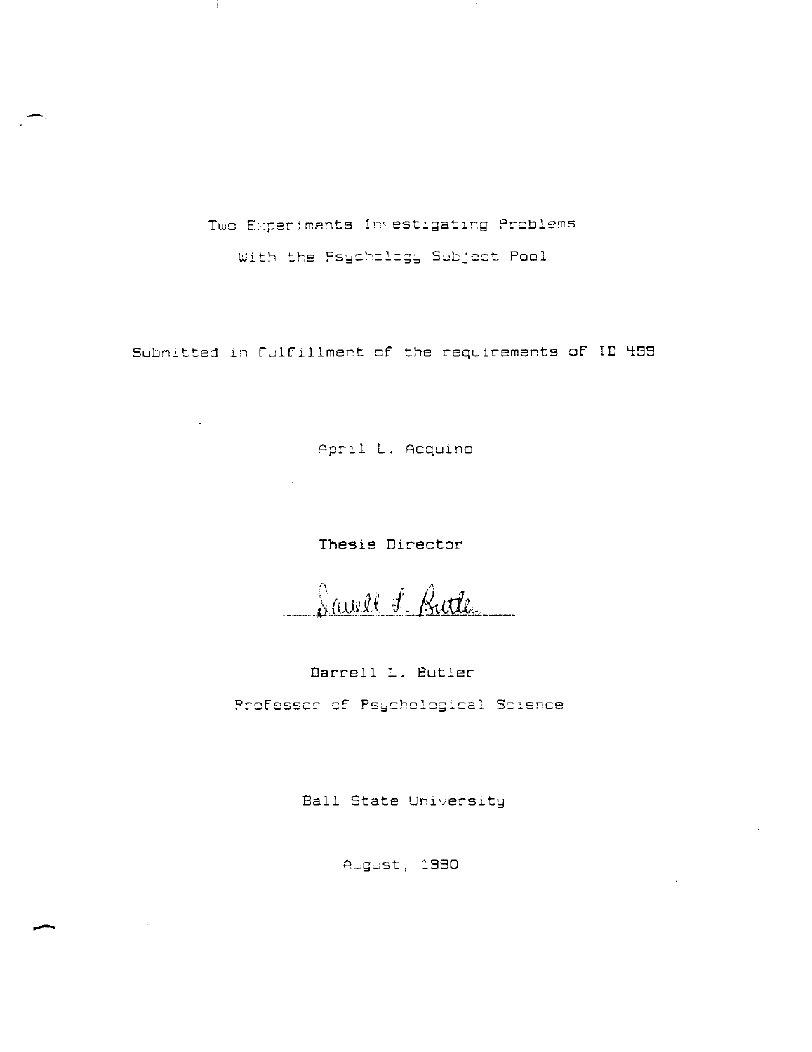# Two Experiments Investigating Problems With the Psychology Subject Pool

Submitted in fulfillment of the requirements of ID 499

April L. Acquino

Thesis Director

Darrell L. Butler

Professor of Psychological Science

Ball State University

August, 1990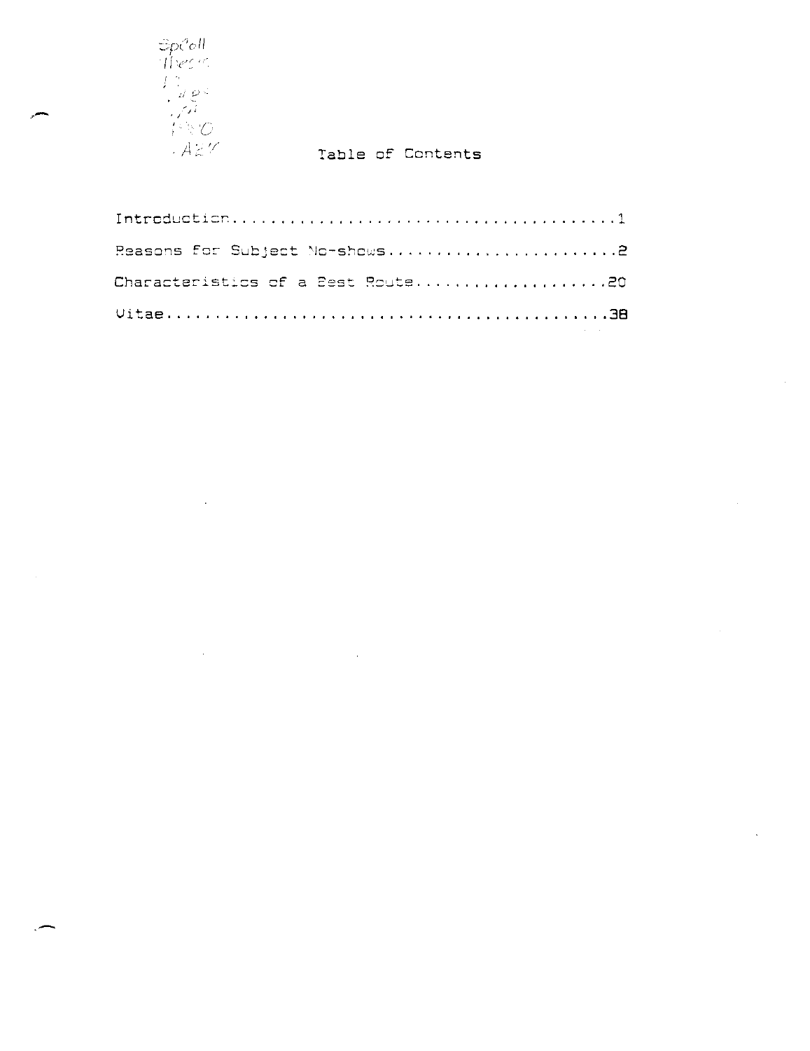SpColl
Thesis
LD
2489
.Z4
1990
.A27

# Table of Contents

Introduction........................................1

Reasons for Subject No-shows........................2

Characteristics of a Best Route....................20

Vitae..............................................38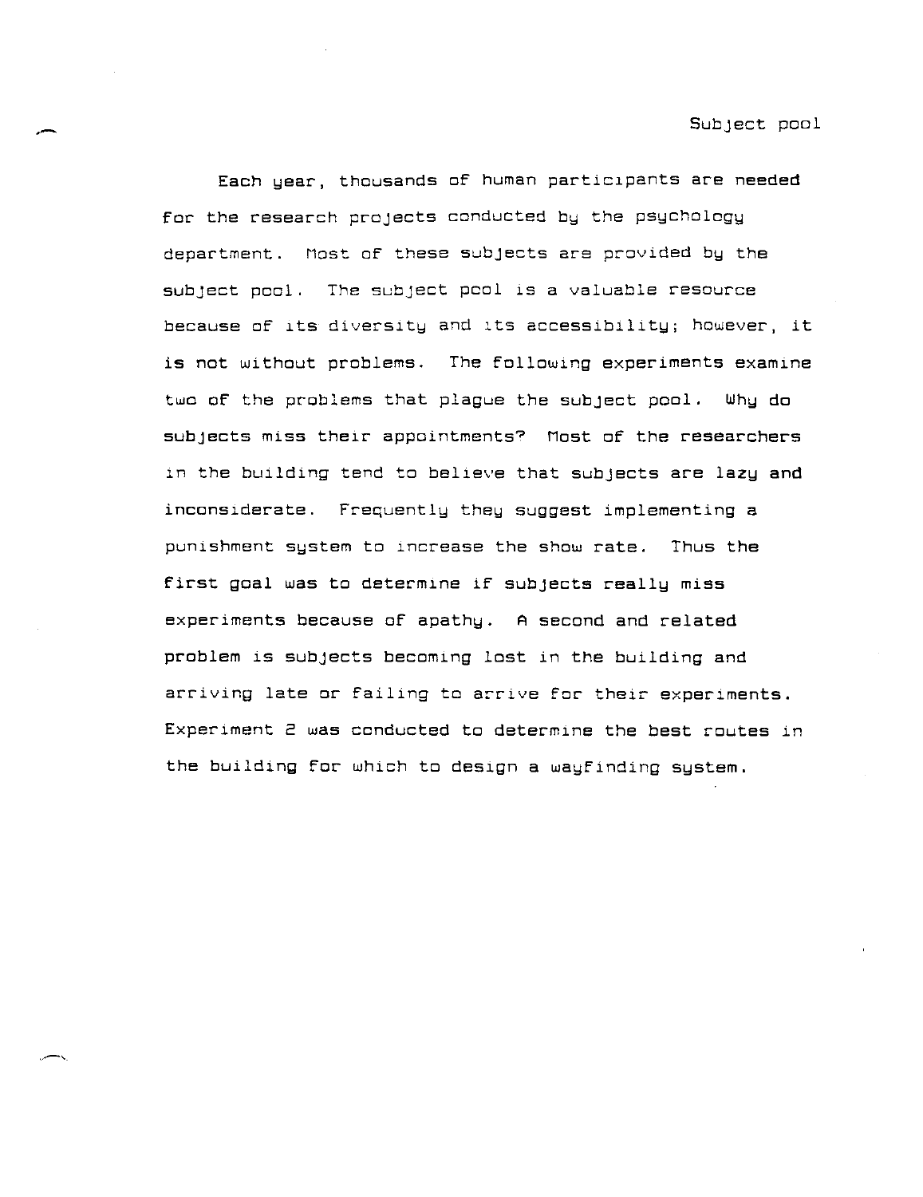Each year, thousands of human participants are needed for the research projects conducted by the psychology department. Most of these subjects are provided by the subject pool. The subject pool is a valuable resource because of its diversity and its accessibility; however, it is not without problems. The following experiments examine two of the problems that plague the subject pool. Why do subjects miss their appointments? Most of the researchers in the building tend to believe that subjects are lazy and inconsiderate. Frequently they suggest implementing a punishment system to increase the show rate. Thus the first goal was to determine if subjects really miss experiments because of apathy. A second and related problem is subjects becoming lost in the building and arriving late or failing to arrive for their experiments. Experiment 2 was conducted to determine the best routes in the building for which to design a wayfinding system.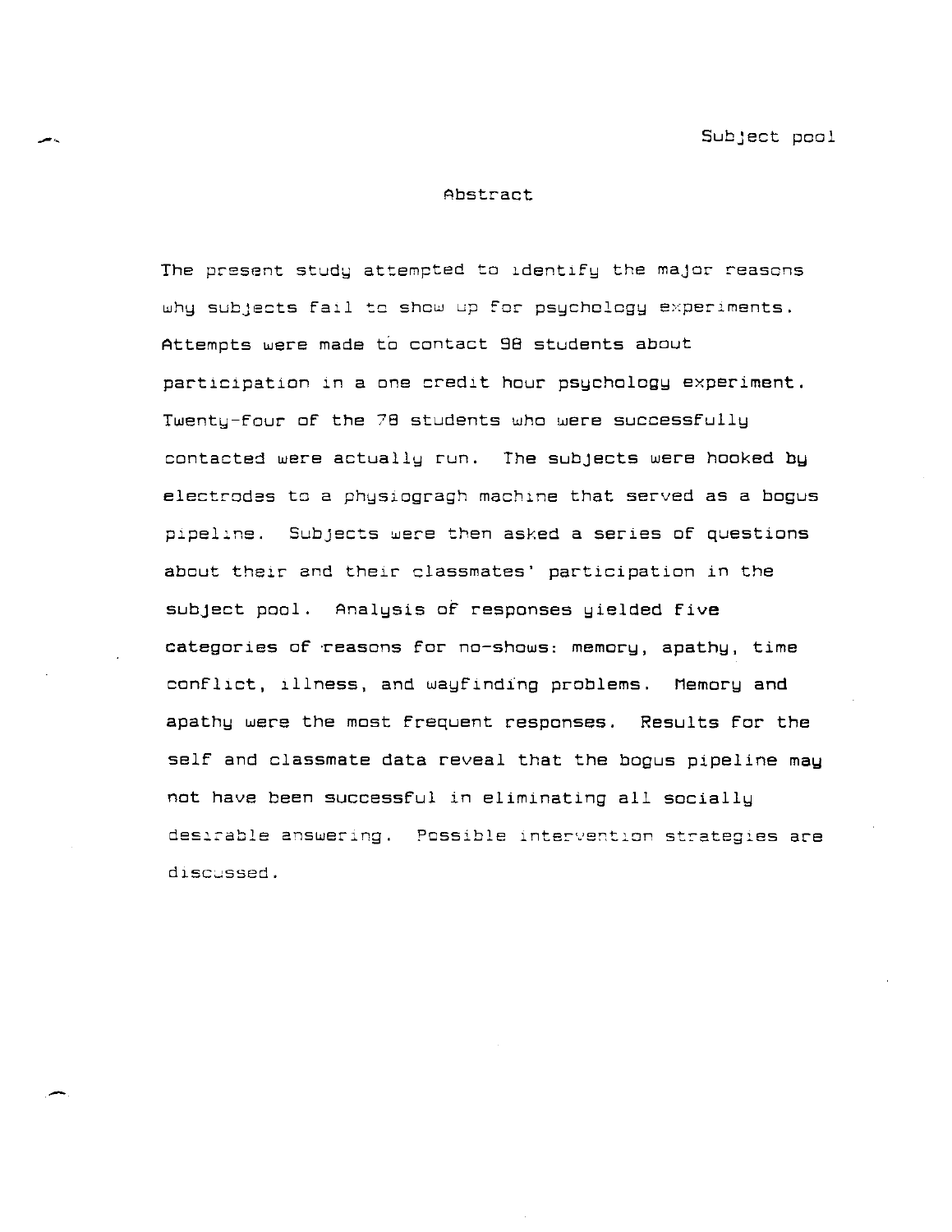## Abstract

The present study attempted to identify the major reasons why subjects fail to show up for psychology experiments. Attempts were made to contact 98 students about participation in a one credit hour psychology experiment. Twenty-four of the 78 students who were successfully contacted were actually run. The subjects were hooked by electrodes to a physiogragh machine that served as a bogus pipeline. Subjects were then asked a series of questions about their and their classmates' participation in the subject pool. Analysis of responses yielded five categories of reasons for no-shows: memory, apathy, time conflict, illness, and wayfinding problems. Memory and apathy were the most frequent responses. Results for the self and classmate data reveal that the bogus pipeline may not have been successful in eliminating all socially desirable answering. Possible intervention strategies are discussed.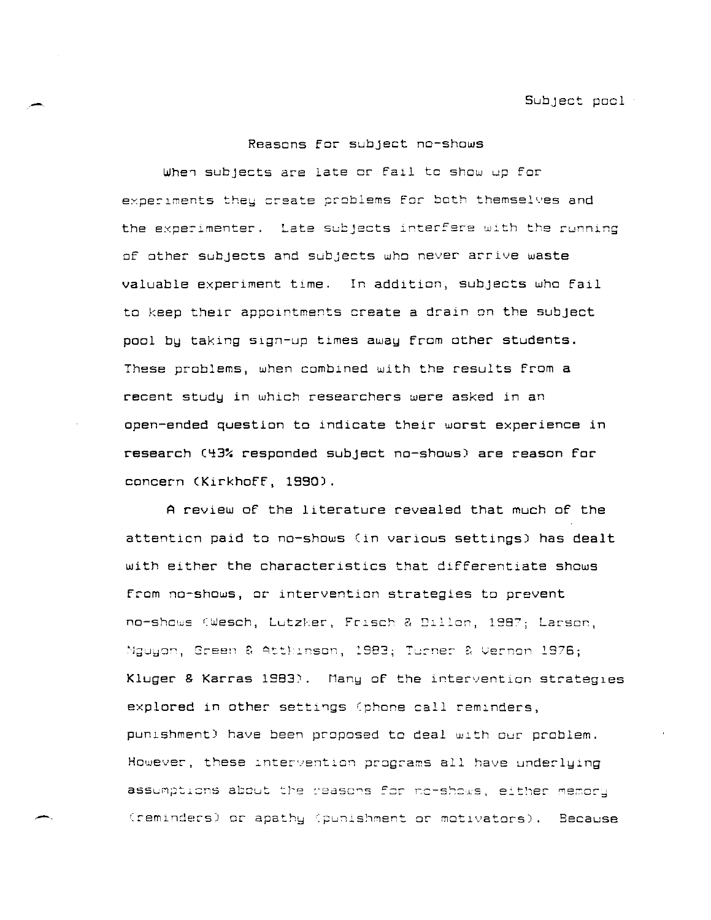## Reasons for subject no-shows

When subjects are late or fail to show up for experiments they create problems for both themselves and the experimenter. Late subjects interfere with the running of other subjects and subjects who never arrive waste valuable experiment time. In addition, subjects who fail to keep their appointments create a drain on the subject pool by taking sign-up times away from other students. These problems, when combined with the results from a recent study in which researchers were asked in an open-ended question to indicate their worst experience in research (43% responded subject no-shows) are reason for concern (Kirkhoff, 1990).

A review of the literature revealed that much of the attention paid to no-shows (in various settings) has dealt with either the characteristics that differentiate shows from no-shows, or intervention strategies to prevent no-shows (Wesch, Lutzker, Frisch & Dillon, 1987; Larson, Nguyon, Green & Attkinson, 1983; Turner & Vernon 1976; Kluger & Karras 1983). Many of the intervention strategies explored in other settings (phone call reminders, punishment) have been proposed to deal with our problem. However, these intervention programs all have underlying assumptions about the reasons for no-shows, either memory (reminders) or apathy (punishment or motivators). Because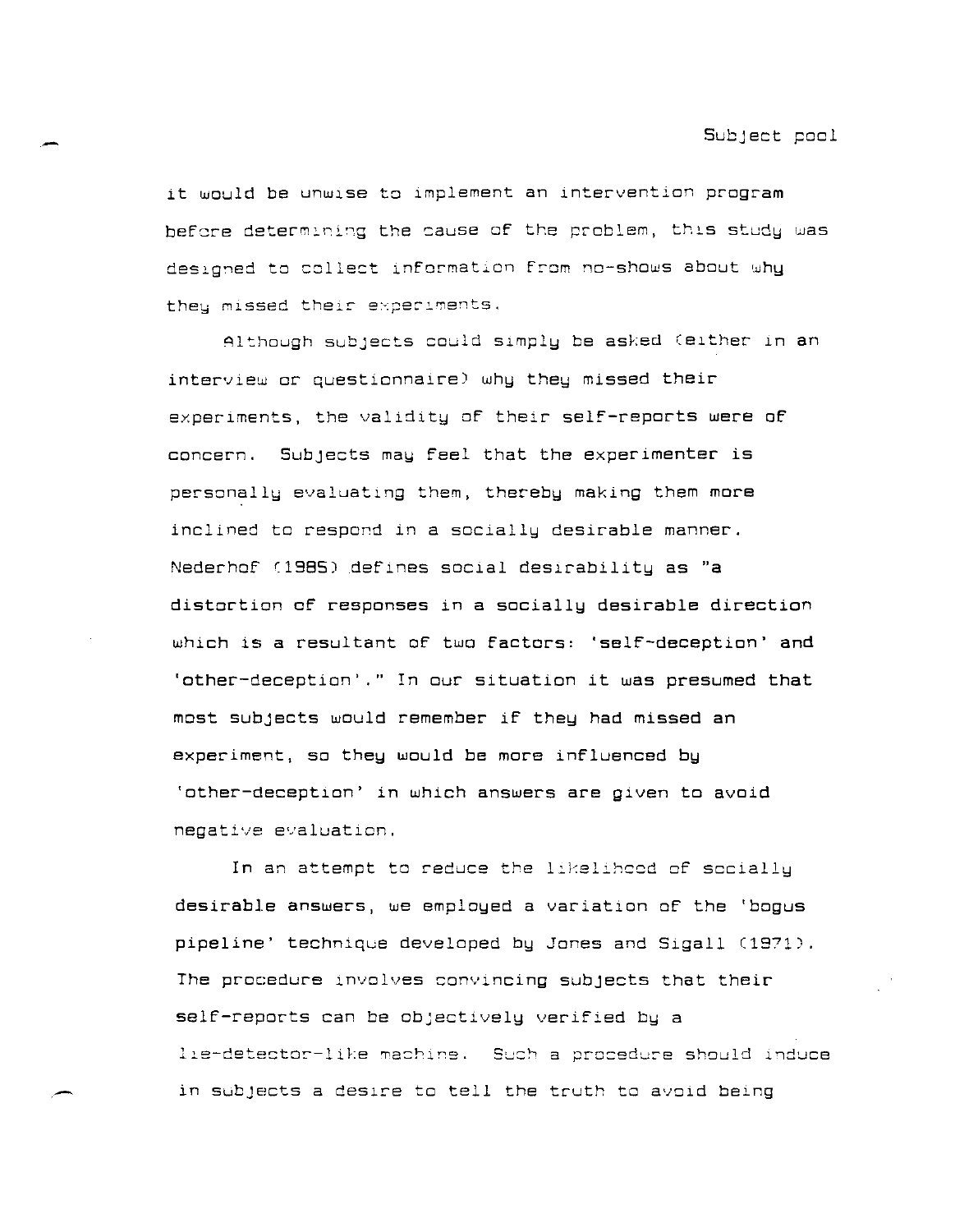it would be unwise to implement an intervention program before determining the cause of the problem, this study was designed to collect information from no-shows about why they missed their experiments.

Although subjects could simply be asked (either in an interview or questionnaire) why they missed their experiments, the validity of their self-reports were of concern. Subjects may feel that the experimenter is personally evaluating them, thereby making them more inclined to respond in a socially desirable manner. Nederhof (1985) defines social desirability as "a distortion of responses in a socially desirable direction which is a resultant of two factors: 'self-deception' and 'other-deception'." In our situation it was presumed that most subjects would remember if they had missed an experiment, so they would be more influenced by 'other-deception' in which answers are given to avoid negative evaluation.

In an attempt to reduce the likelihood of socially desirable answers, we employed a variation of the 'bogus pipeline' technique developed by Jones and Sigall (1971). The procedure involves convincing subjects that their self-reports can be objectively verified by a lie-detector-like machine. Such a procedure should induce in subjects a desire to tell the truth to avoid being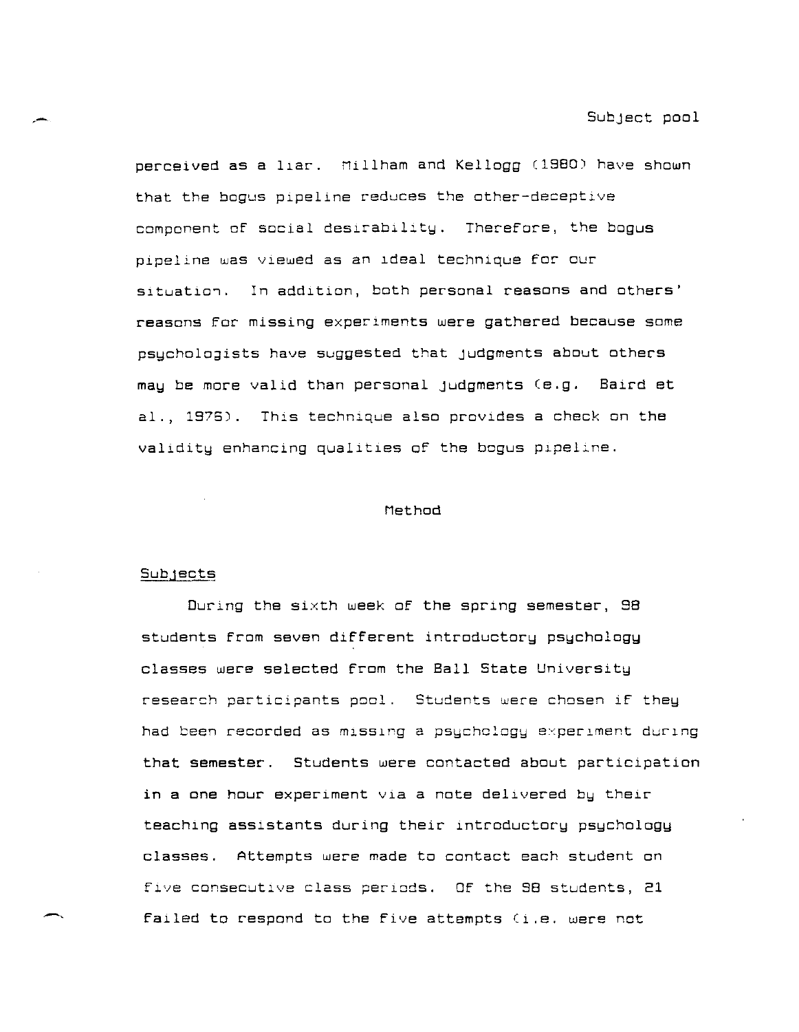perceived as a liar. Millham and Kellogg (1980) have shown that the bogus pipeline reduces the other-deceptive component of social desirability. Therefore, the bogus pipeline was viewed as an ideal technique for our situation. In addition, both personal reasons and others' reasons for missing experiments were gathered because some psychologists have suggested that judgments about others may be more valid than personal judgments (e.g. Baird et al., 1976). This technique also provides a check on the validity enhancing qualities of the bogus pipeline.

## Method

### Subjects

During the sixth week of the spring semester, 98 students from seven different introductory psychology classes were selected from the Ball State University research participants pool. Students were chosen if they had been recorded as missing a psychology experiment during that semester. Students were contacted about participation in a one hour experiment via a note delivered by their teaching assistants during their introductory psychology classes. Attempts were made to contact each student on five consecutive class periods. Of the 98 students, 21 failed to respond to the five attempts (i.e. were not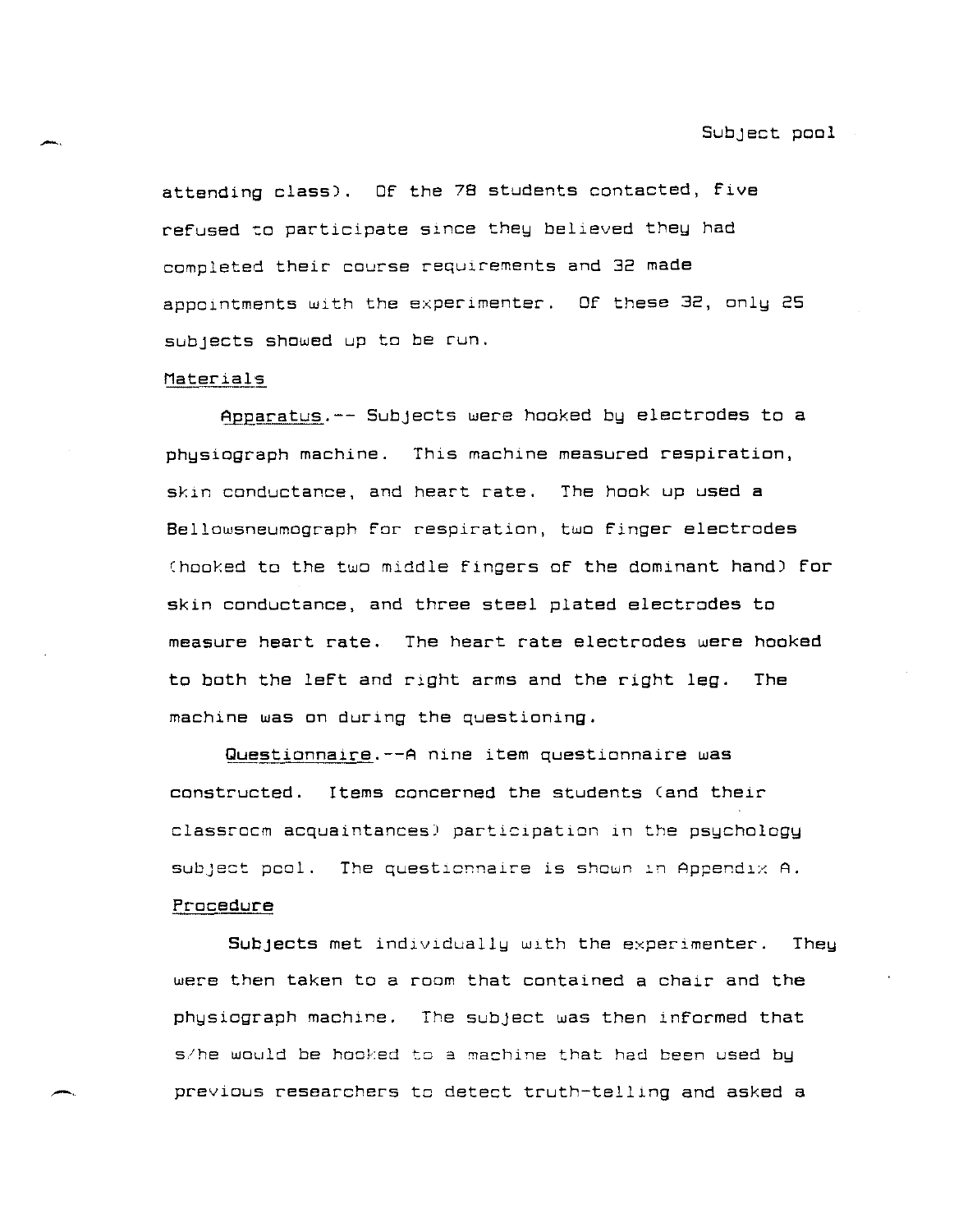attending class). Of the 78 students contacted, five refused to participate since they believed they had completed their course requirements and 32 made appointments with the experimenter. Of these 32, only 25 subjects showed up to be run.

### Materials

Apparatus.-- Subjects were hooked by electrodes to a physiograph machine. This machine measured respiration, skin conductance, and heart rate. The hook up used a Bellowsneumograph for respiration, two finger electrodes (hooked to the two middle fingers of the dominant hand) for skin conductance, and three steel plated electrodes to measure heart rate. The heart rate electrodes were hooked to both the left and right arms and the right leg. The machine was on during the questioning.

Questionnaire.--A nine item questionnaire was constructed. Items concerned the students (and their classroom acquaintances) participation in the psychology subject pool. The questionnaire is shown in Appendix A.

### Procedure

Subjects met individually with the experimenter. They were then taken to a room that contained a chair and the physiograph machine. The subject was then informed that s/he would be hooked to a machine that had been used by previous researchers to detect truth-telling and asked a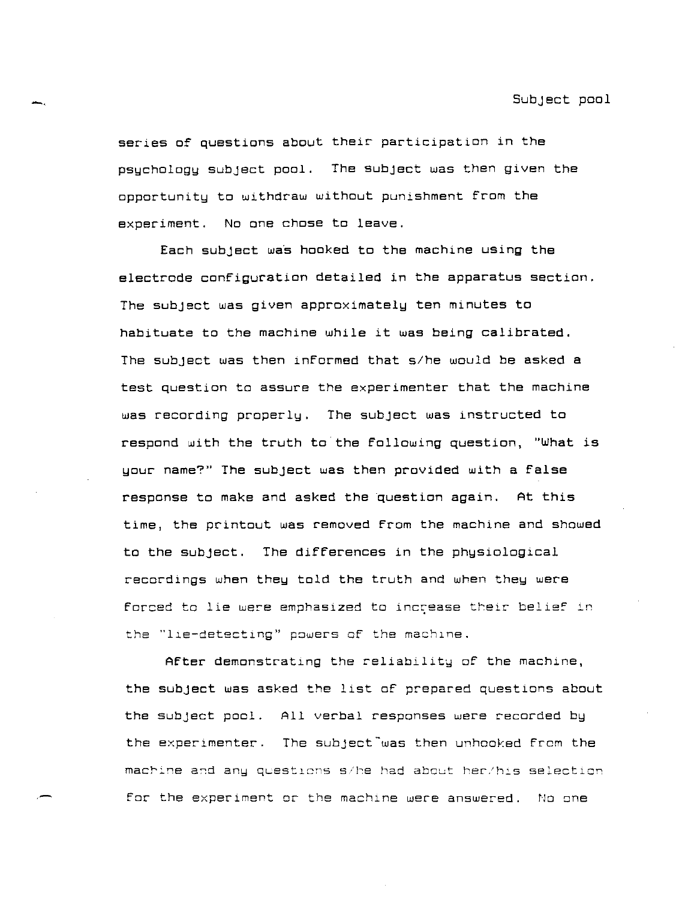series of questions about their participation in the psychology subject pool. The subject was then given the opportunity to withdraw without punishment from the experiment. No one chose to leave.

Each subject was hooked to the machine using the electrode configuration detailed in the apparatus section. The subject was given approximately ten minutes to habituate to the machine while it was being calibrated. The subject was then informed that s/he would be asked a test question to assure the experimenter that the machine was recording properly. The subject was instructed to respond with the truth to the following question, "What is your name?" The subject was then provided with a false response to make and asked the question again. At this time, the printout was removed from the machine and showed to the subject. The differences in the physiological recordings when they told the truth and when they were forced to lie were emphasized to increase their belief in the "lie-detecting" powers of the machine.

After demonstrating the reliability of the machine, the subject was asked the list of prepared questions about the subject pool. All verbal responses were recorded by the experimenter. The subject was then unhooked from the machine and any questions s/he had about her/his selection for the experiment or the machine were answered. No one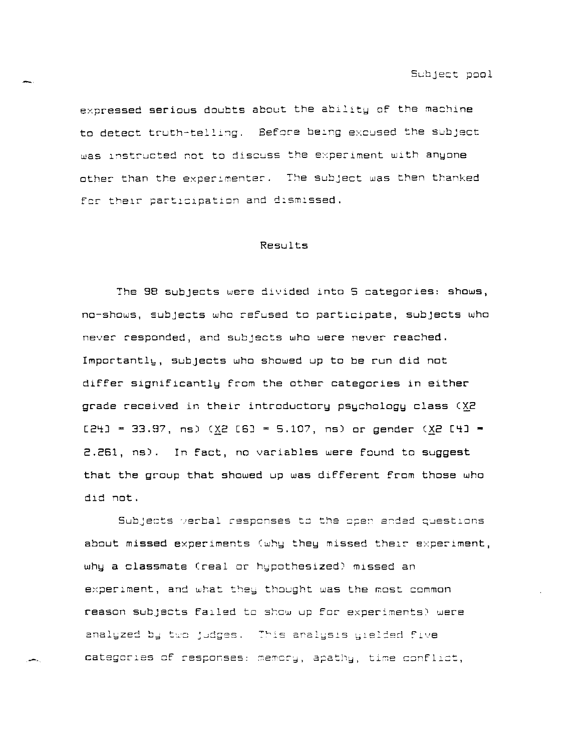expressed serious doubts about the ability of the machine to detect truth-telling. Before being excused the subject was instructed not to discuss the experiment with anyone other than the experimenter. The subject was then thanked for their participation and dismissed.

## Results

The 98 subjects were divided into 5 categories: shows, no-shows, subjects who refused to participate, subjects who never responded, and subjects who were never reached. Importantly, subjects who showed up to be run did not differ significantly from the other categories in either grade received in their introductory psychology class ($\underline{X}2$ [24] = 33.97, ns) ($\underline{X}2$ [6] = 5.107, ns) or gender ($\underline{X}2$ [4] = 2.261, ns). In fact, no variables were found to suggest that the group that showed up was different from those who did not.

Subjects verbal responses to the open ended questions about missed experiments (why they missed their experiment, why a classmate (real or hypothesized) missed an experiment, and what they thought was the most common reason subjects failed to show up for experiments) were analyzed by two judges. This analysis yielded five categories of responses: memory, apathy, time conflict,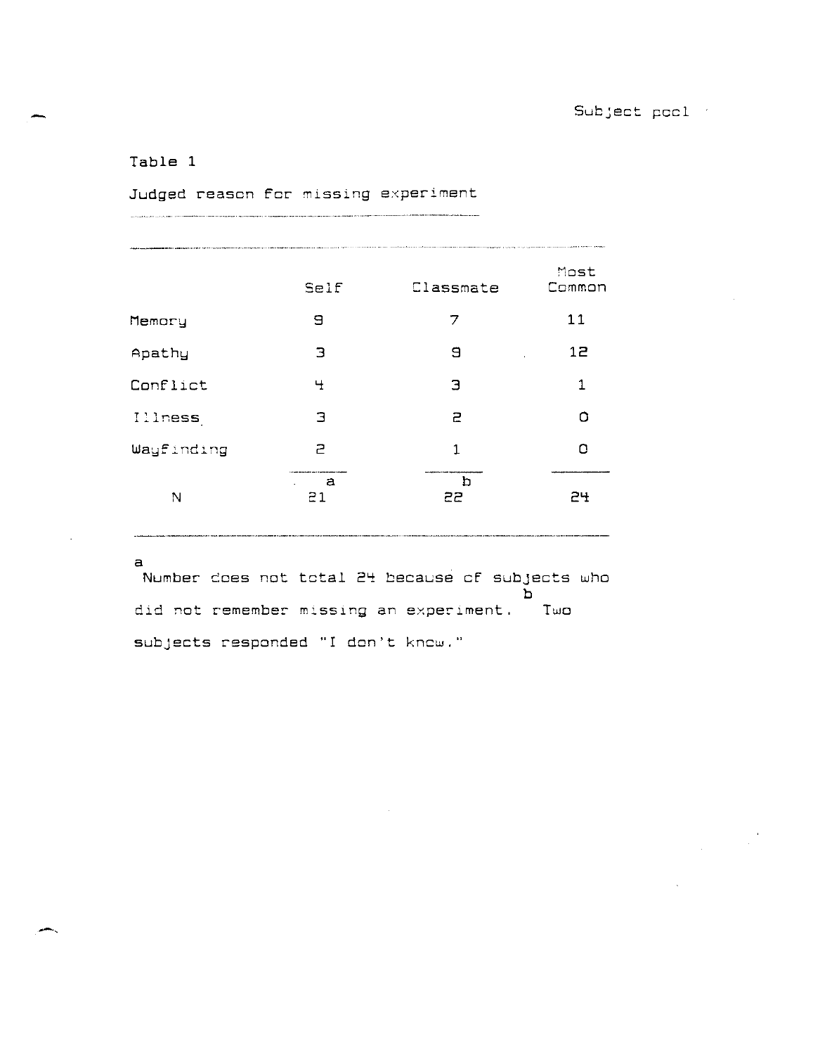Table 1

Judged reason for missing experiment

| | Self | Classmate | Most Common |
|---|---|---|---|
| Memory | 9 | 7 | 11 |
| Apathy | 3 | 9 | 12 |
| Conflict | 4 | 3 | 1 |
| Illness | 3 | 2 | 0 |
| Wayfinding | 2 | 1 | 0 |
| N | 21[a] | 22[b] | 24 |

[a] Number does not total 24 because of subjects who did not remember missing an experiment. [b] Two subjects responded "I don't know."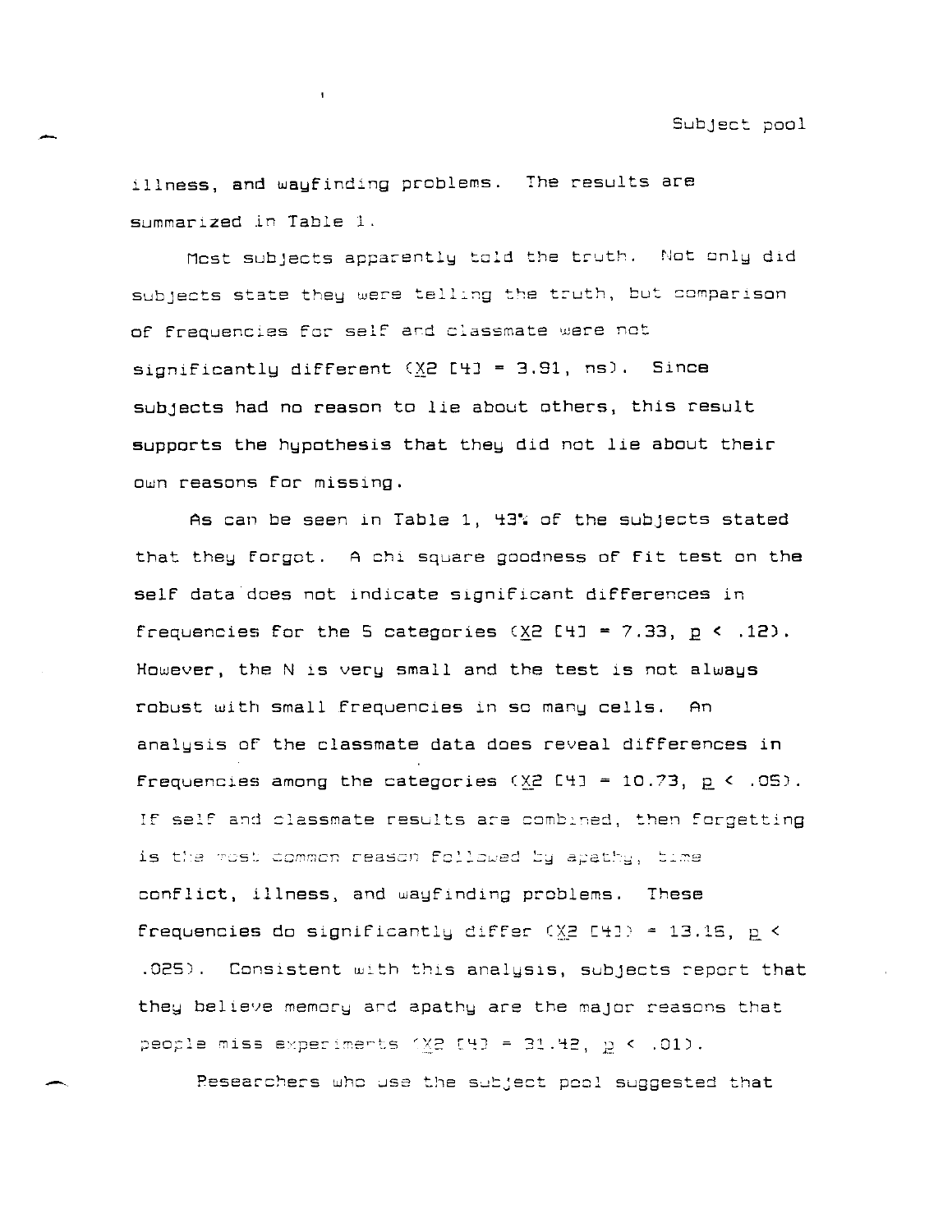illness, and wayfinding problems. The results are summarized in Table 1.

Most subjects apparently told the truth. Not only did subjects state they were telling the truth, but comparison of frequencies for self and classmate were not significantly different ($X2$ [4] = 3.91, ns). Since subjects had no reason to lie about others, this result supports the hypothesis that they did not lie about their own reasons for missing.

As can be seen in Table 1, 43% of the subjects stated that they forgot. A chi square goodness of fit test on the self data does not indicate significant differences in frequencies for the 5 categories ($X2$ [4] = 7.33, $p < .12$). However, the N is very small and the test is not always robust with small frequencies in so many cells. An analysis of the classmate data does reveal differences in frequencies among the categories ($X2$ [4] = 10.73, $p < .05$). If self and classmate results are combined, then forgetting is the most common reason followed by apathy, time conflict, illness, and wayfinding problems. These frequencies do significantly differ ($X2$ [4]) = 13.16, $p < .025$). Consistent with this analysis, subjects report that they believe memory and apathy are the major reasons that people miss experiments ($X2$ [4] = 31.42, $p < .01$).

Researchers who use the subject pool suggested that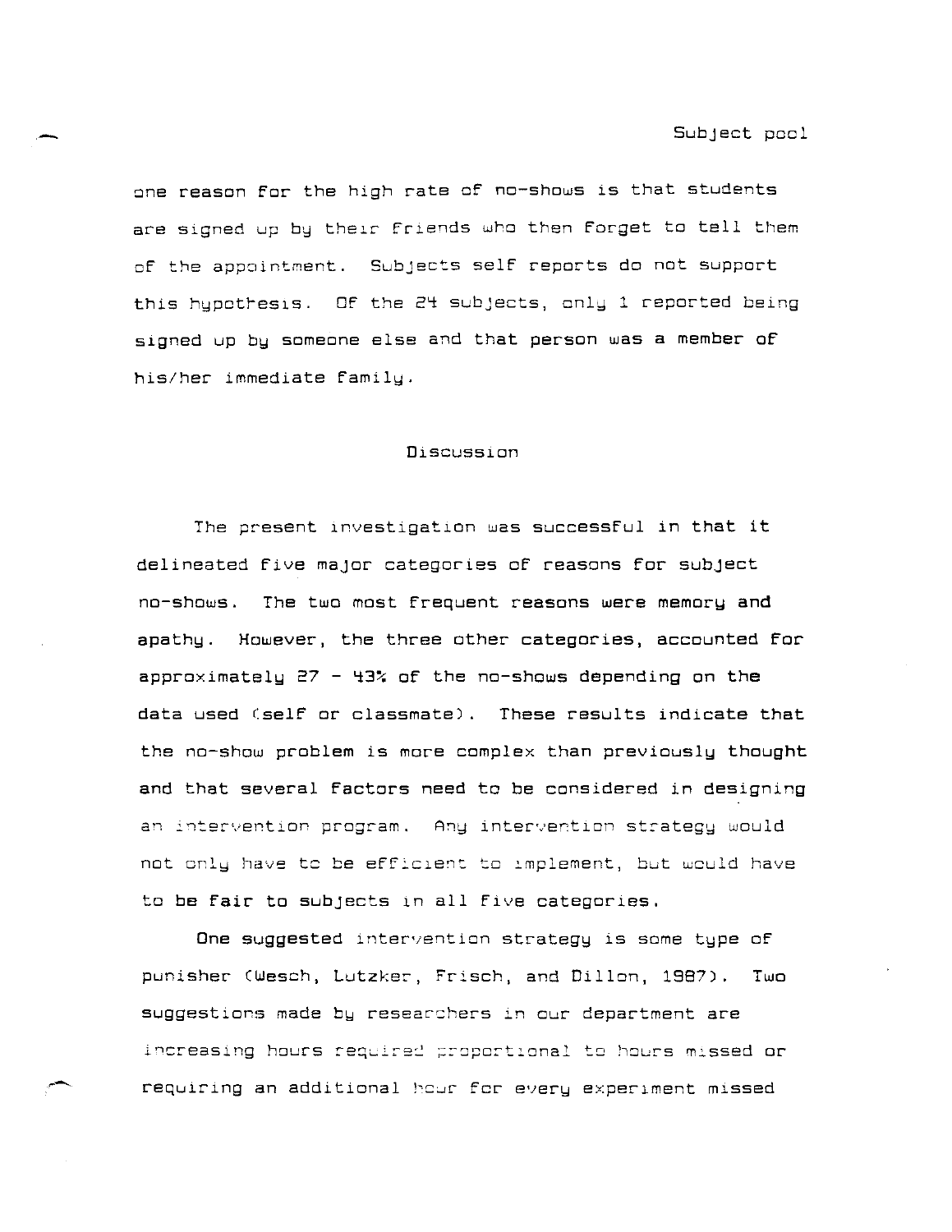one reason for the high rate of no-shows is that students are signed up by their friends who then forget to tell them of the appointment. Subjects self reports do not support this hypothesis. Of the 24 subjects, only 1 reported being signed up by someone else and that person was a member of his/her immediate family.

## Discussion

The present investigation was successful in that it delineated five major categories of reasons for subject no-shows. The two most frequent reasons were memory and apathy. However, the three other categories, accounted for approximately 27 - 43% of the no-shows depending on the data used (self or classmate). These results indicate that the no-show problem is more complex than previously thought and that several factors need to be considered in designing an intervention program. Any intervention strategy would not only have to be efficient to implement, but would have to be fair to subjects in all five categories.

One suggested intervention strategy is some type of punisher (Wesch, Lutzker, Frisch, and Dillon, 1987). Two suggestions made by researchers in our department are increasing hours required proportional to hours missed or requiring an additional hour for every experiment missed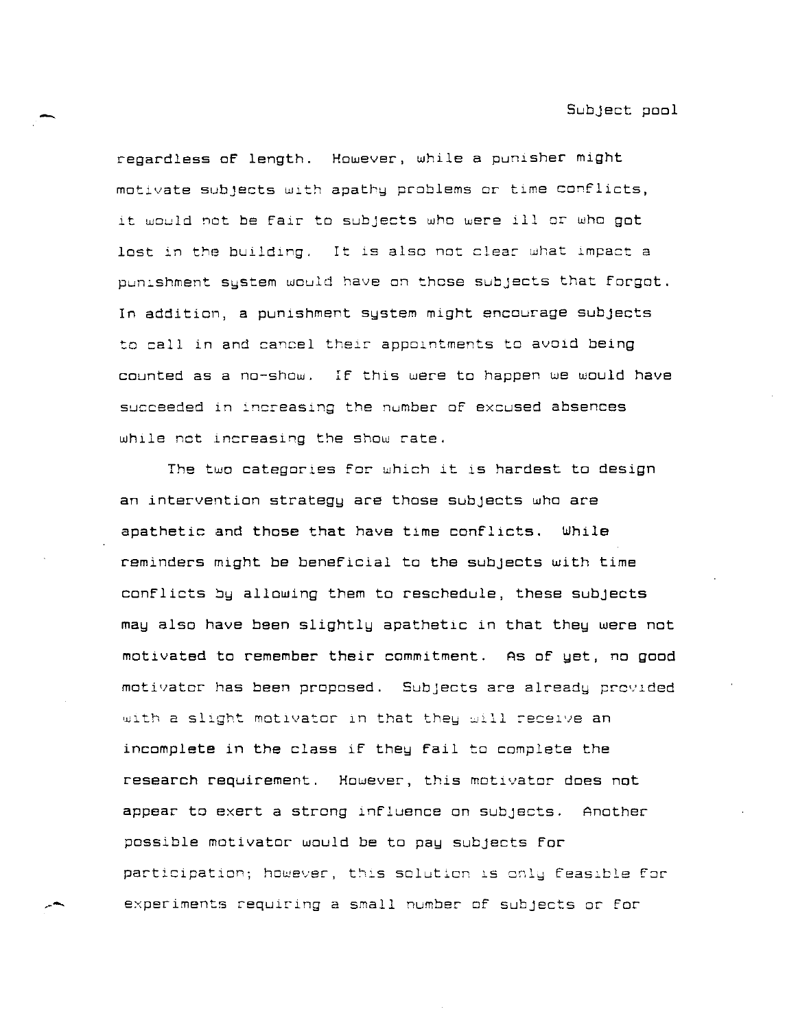regardless of length. However, while a punisher might motivate subjects with apathy problems or time conflicts, it would not be fair to subjects who were ill or who got lost in the building. It is also not clear what impact a punishment system would have on those subjects that forgot. In addition, a punishment system might encourage subjects to call in and cancel their appointments to avoid being counted as a no-show. If this were to happen we would have succeeded in increasing the number of excused absences while not increasing the show rate.

The two categories for which it is hardest to design an intervention strategy are those subjects who are apathetic and those that have time conflicts. While reminders might be beneficial to the subjects with time conflicts by allowing them to reschedule, these subjects may also have been slightly apathetic in that they were not motivated to remember their commitment. As of yet, no good motivator has been proposed. Subjects are already provided with a slight motivator in that they will receive an incomplete in the class if they fail to complete the research requirement. However, this motivator does not appear to exert a strong influence on subjects. Another possible motivator would be to pay subjects for participation; however, this solution is only feasible for experiments requiring a small number of subjects or for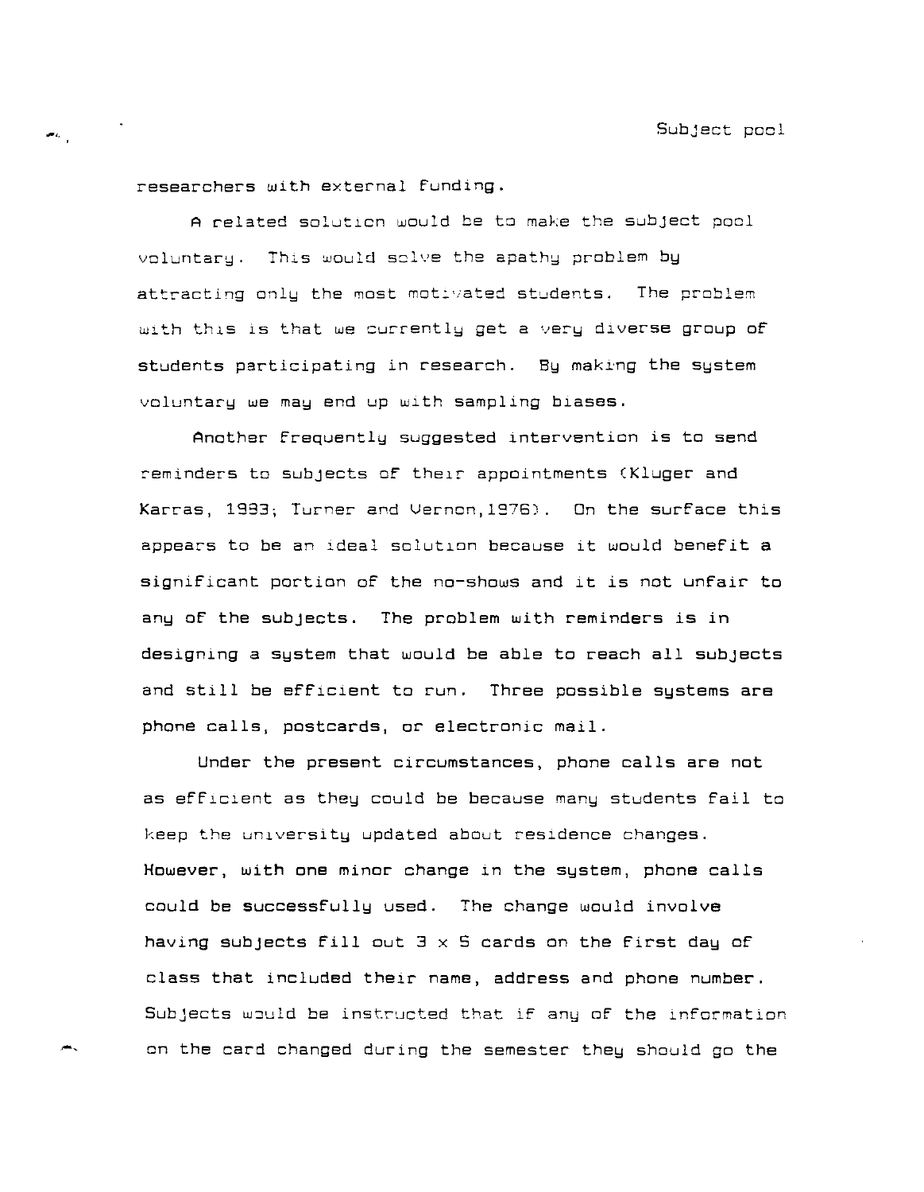researchers with external funding.

A related solution would be to make the subject pool voluntary. This would solve the apathy problem by attracting only the most motivated students. The problem with this is that we currently get a very diverse group of students participating in research. By making the system voluntary we may end up with sampling biases.

Another frequently suggested intervention is to send reminders to subjects of their appointments (Kluger and Karras, 1983; Turner and Vernon,1976). On the surface this appears to be an ideal solution because it would benefit a significant portion of the no-shows and it is not unfair to any of the subjects. The problem with reminders is in designing a system that would be able to reach all subjects and still be efficient to run. Three possible systems are phone calls, postcards, or electronic mail.

Under the present circumstances, phone calls are not as efficient as they could be because many students fail to keep the university updated about residence changes. However, with one minor change in the system, phone calls could be successfully used. The change would involve having subjects fill out 3 x 5 cards on the first day of class that included their name, address and phone number. Subjects would be instructed that if any of the information on the card changed during the semester they should go the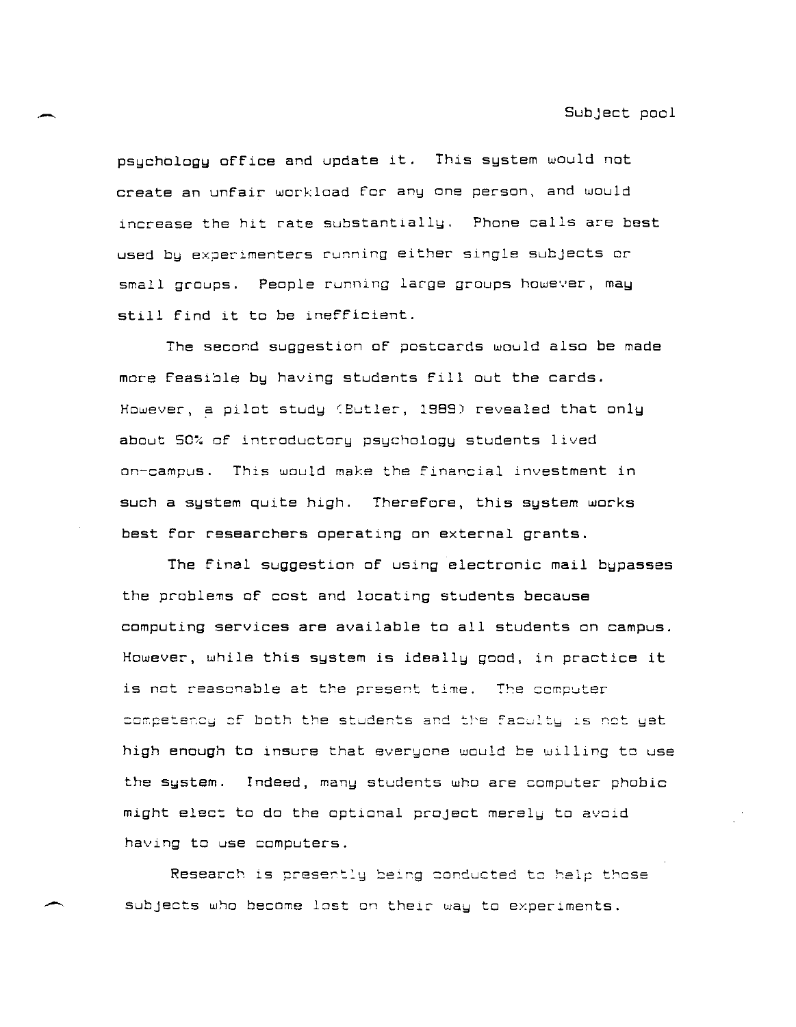psychology office and update it. This system would not create an unfair workload for any one person, and would increase the hit rate substantially. Phone calls are best used by experimenters running either single subjects or small groups. People running large groups however, may still find it to be inefficient.

The second suggestion of postcards would also be made more feasible by having students fill out the cards. However, a pilot study (Butler, 1989) revealed that only about 50% of introductory psychology students lived on-campus. This would make the financial investment in such a system quite high. Therefore, this system works best for researchers operating on external grants.

The final suggestion of using electronic mail bypasses the problems of cost and locating students because computing services are available to all students on campus. However, while this system is ideally good, in practice it is not reasonable at the present time. The computer competency of both the students and the faculty is not yet high enough to insure that everyone would be willing to use the system. Indeed, many students who are computer phobic might elect to do the optional project merely to avoid having to use computers.

Research is presently being conducted to help those subjects who become lost on their way to experiments.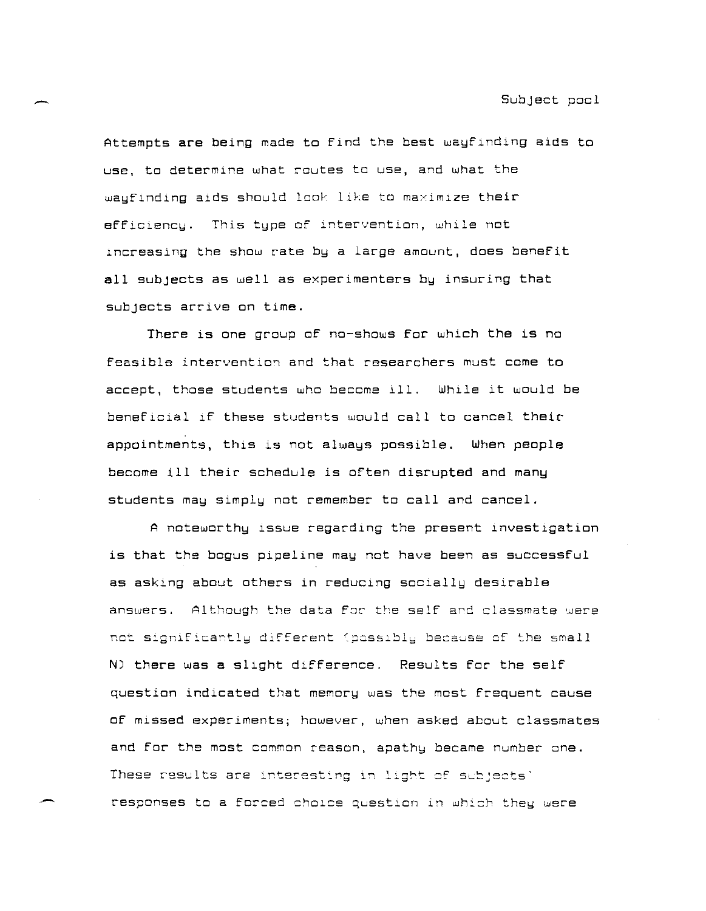Attempts are being made to find the best wayfinding aids to use, to determine what routes to use, and what the wayfinding aids should look like to maximize their efficiency. This type of intervention, while not increasing the show rate by a large amount, does benefit all subjects as well as experimenters by insuring that subjects arrive on time.

There is one group of no-shows for which the is no feasible intervention and that researchers must come to accept, those students who become ill. While it would be beneficial if these students would call to cancel their appointments, this is not always possible. When people become ill their schedule is often disrupted and many students may simply not remember to call and cancel.

A noteworthy issue regarding the present investigation is that the bogus pipeline may not have been as successful as asking about others in reducing socially desirable answers. Although the data for the self and classmate were not significantly different (possibly because of the small N) there was a slight difference. Results for the self question indicated that memory was the most frequent cause of missed experiments; however, when asked about classmates and for the most common reason, apathy became number one. These results are interesting in light of subjects' responses to a forced choice question in which they were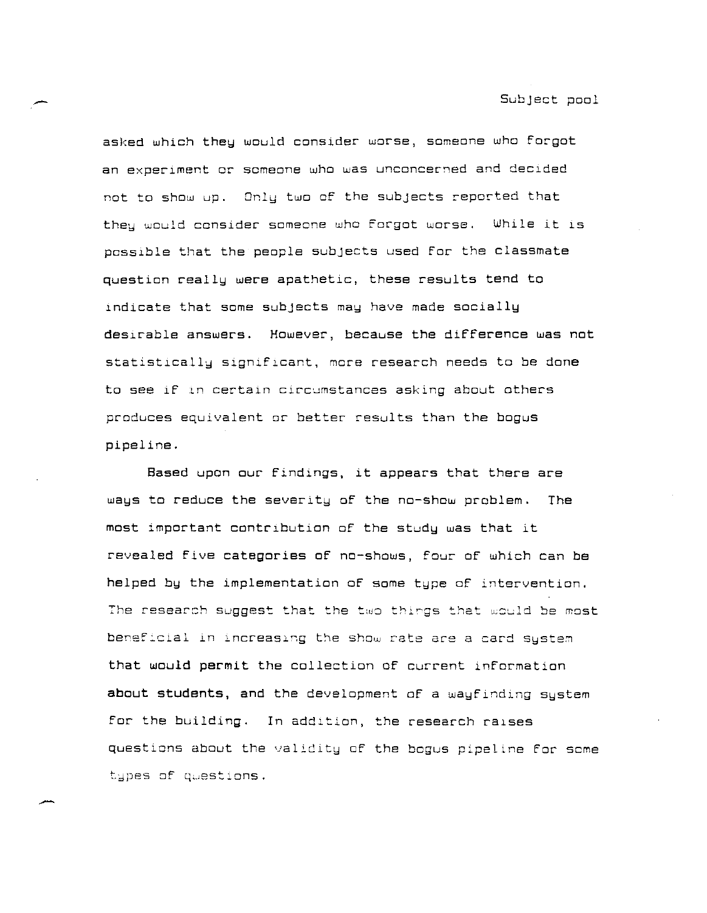asked which they would consider worse, someone who forgot an experiment or someone who was unconcerned and decided not to show up. Only two of the subjects reported that they would consider someone who forgot worse. While it is possible that the people subjects used for the classmate question really were apathetic, these results tend to indicate that some subjects may have made socially desirable answers. However, because the difference was not statistically significant, more research needs to be done to see if in certain circumstances asking about others produces equivalent or better results than the bogus pipeline.

Based upon our findings, it appears that there are ways to reduce the severity of the no-show problem. The most important contribution of the study was that it revealed five categories of no-shows, four of which can be helped by the implementation of some type of intervention. The research suggest that the two things that would be most beneficial in increasing the show rate are a card system that would permit the collection of current information about students, and the development of a wayfinding system for the building. In addition, the research raises questions about the validity of the bogus pipeline for some types of questions.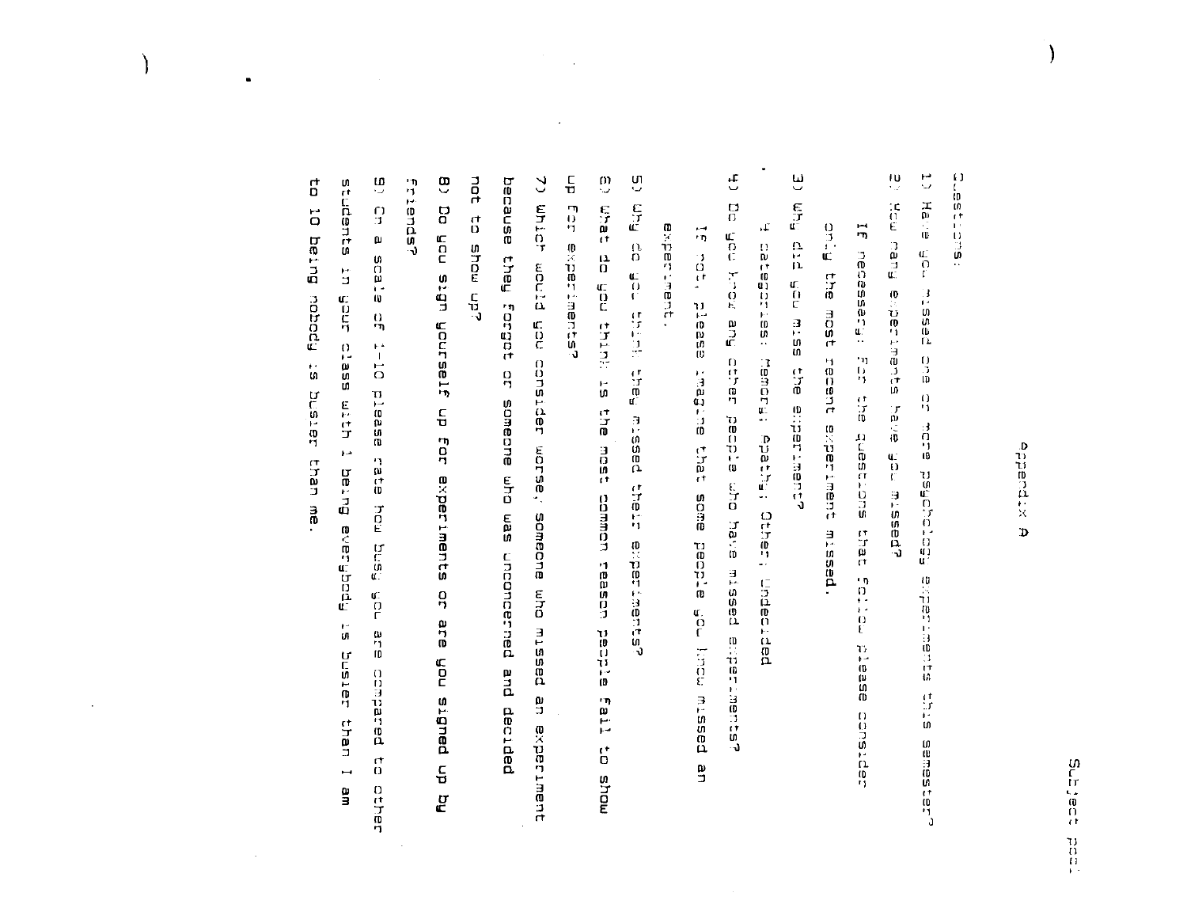Subject pool

# Appendix A

Questions:

1) Have you missed one or more psychology experiments this semester?

2) How many experiments have you missed?

   If necessary: For the questions that follow please consider only the most recent experiment missed.

3) Why did you miss the experiment?

   • 4 categories: Memory; Apathy; Other; Undecided

4) Do you know any other people who have missed experiments?

   If not, please imagine that some people you know missed an experiment.

5) Why do you think they missed their experiments?

6) What do you think is the most common reason people fail to show up for experiments?

7) Which would you consider worse, someone who missed an experiment because they forgot or someone who was unconcerned and decided not to show up?

8) Do you sign yourself up for experiments or are you signed up by friends?

9) On a scale of 1-10 please rate how busy you are compared to other students in your class with 1 being everybody is busier than I am to 10 being nobody is busier than me.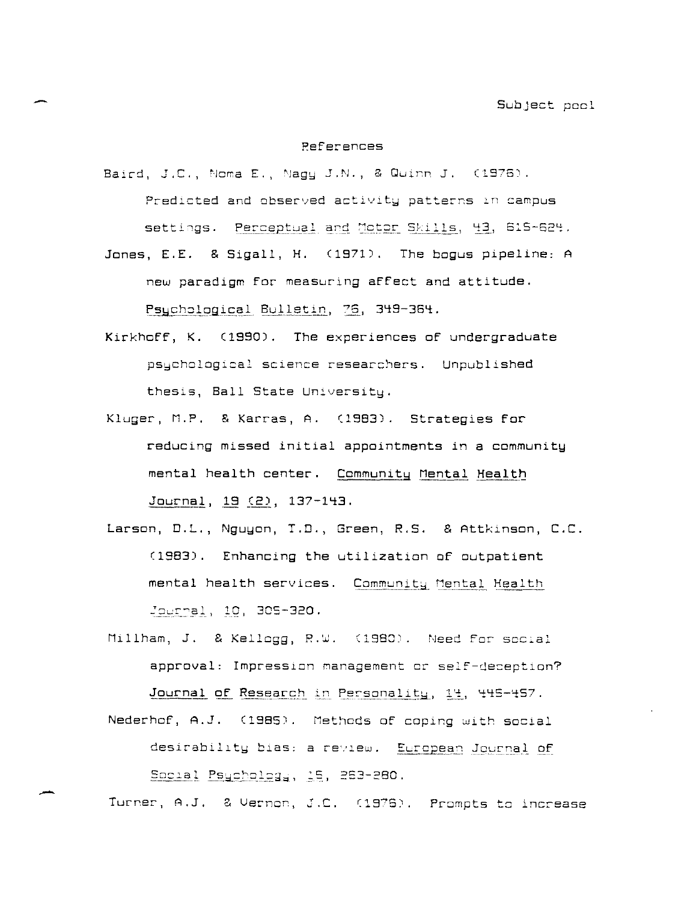# References

Baird, J.C., Noma E., Nagy J.N., & Quinn J. (1976). Predicted and observed activity patterns in campus settings. Perceptual and Motor Skills, 43, 615-624.

Jones, E.E. & Sigall, H. (1971). The bogus pipeline: A new paradigm for measuring affect and attitude. Psychological Bulletin, 76, 349-364.

Kirkhoff, K. (1990). The experiences of undergraduate psychological science researchers. Unpublished thesis, Ball State University.

Kluger, M.P. & Karras, A. (1983). Strategies for reducing missed initial appointments in a community mental health center. Community Mental Health Journal, 19 (2), 137-143.

Larson, D.L., Nguyon, T.D., Green, R.S. & Attkinson, C.C. (1983). Enhancing the utilization of outpatient mental health services. Community Mental Health Journal, 10, 305-320.

Millham, J. & Kellogg, R.W. (1980). Need for social approval: Impression management or self-deception? Journal of Research in Personality, 14, 445-457.

Nederhof, A.J. (1985). Methods of coping with social desirability bias: a review. European Journal of Social Psychology, 15, 263-280.

Turner, A.J. & Vernon, J.C. (1976). Prompts to increase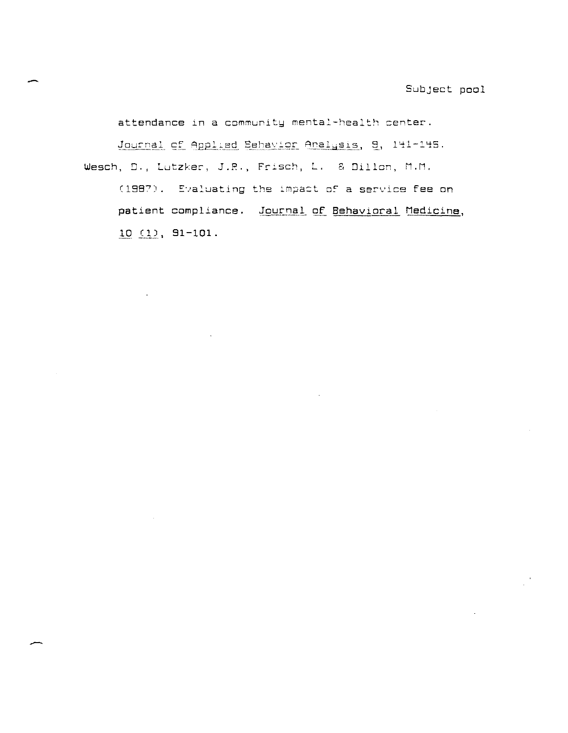attendance in a community mental-health center. *Journal of Applied Behavior Analysis*, *9*, 141-145.

Wesch, D., Lutzker, J.R., Frisch, L. & Dillon, M.M. (1987). Evaluating the impact of a service fee on patient compliance. *Journal of Behavioral Medicine*, *10* (1), 91-101.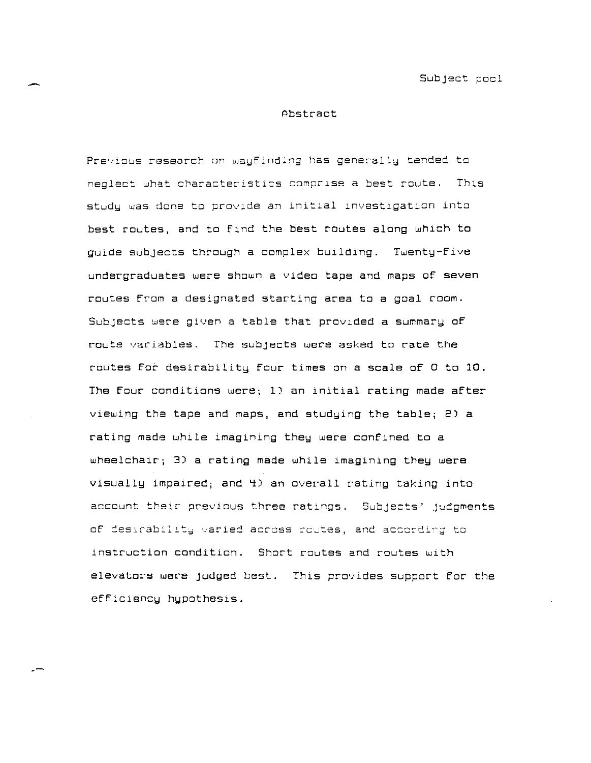# Abstract

Previous research on wayfinding has generally tended to neglect what characteristics comprise a best route. This study was done to provide an initial investigation into best routes, and to find the best routes along which to guide subjects through a complex building. Twenty-five undergraduates were shown a video tape and maps of seven routes from a designated starting area to a goal room. Subjects were given a table that provided a summary of route variables. The subjects were asked to rate the routes for desirability four times on a scale of 0 to 10. The four conditions were; 1) an initial rating made after viewing the tape and maps, and studying the table; 2) a rating made while imagining they were confined to a wheelchair; 3) a rating made while imagining they were visually impaired; and 4) an overall rating taking into account their previous three ratings. Subjects' judgments of desirability varied across routes, and according to instruction condition. Short routes and routes with elevators were judged best. This provides support for the efficiency hypothesis.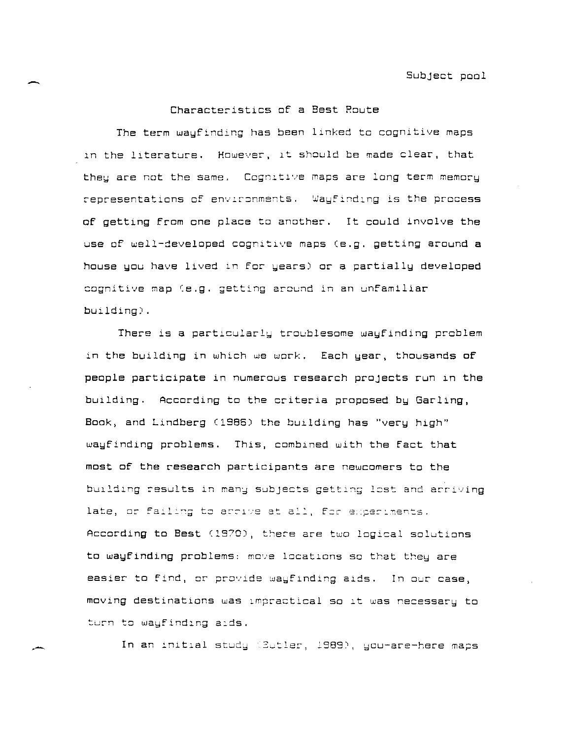## Characteristics of a Best Route

The term wayfinding has been linked to cognitive maps in the literature. However, it should be made clear, that they are not the same. Cognitive maps are long term memory representations of environments. Wayfinding is the process of getting from one place to another. It could involve the use of well-developed cognitive maps (e.g. getting around a house you have lived in for years) or a partially developed cognitive map (e.g. getting around in an unfamiliar building).

There is a particularly troublesome wayfinding problem in the building in which we work. Each year, thousands of people participate in numerous research projects run in the building. According to the criteria proposed by Garling, Book, and Lindberg (1986) the building has "very high" wayfinding problems. This, combined with the fact that most of the research participants are newcomers to the building results in many subjects getting lost and arriving late, or failing to arrive at all, for experiments. According to Best (1970), there are two logical solutions to wayfinding problems: move locations so that they are easier to find, or provide wayfinding aids. In our case, moving destinations was impractical so it was necessary to turn to wayfinding aids.

In an initial study (Butler, 1989), you-are-here maps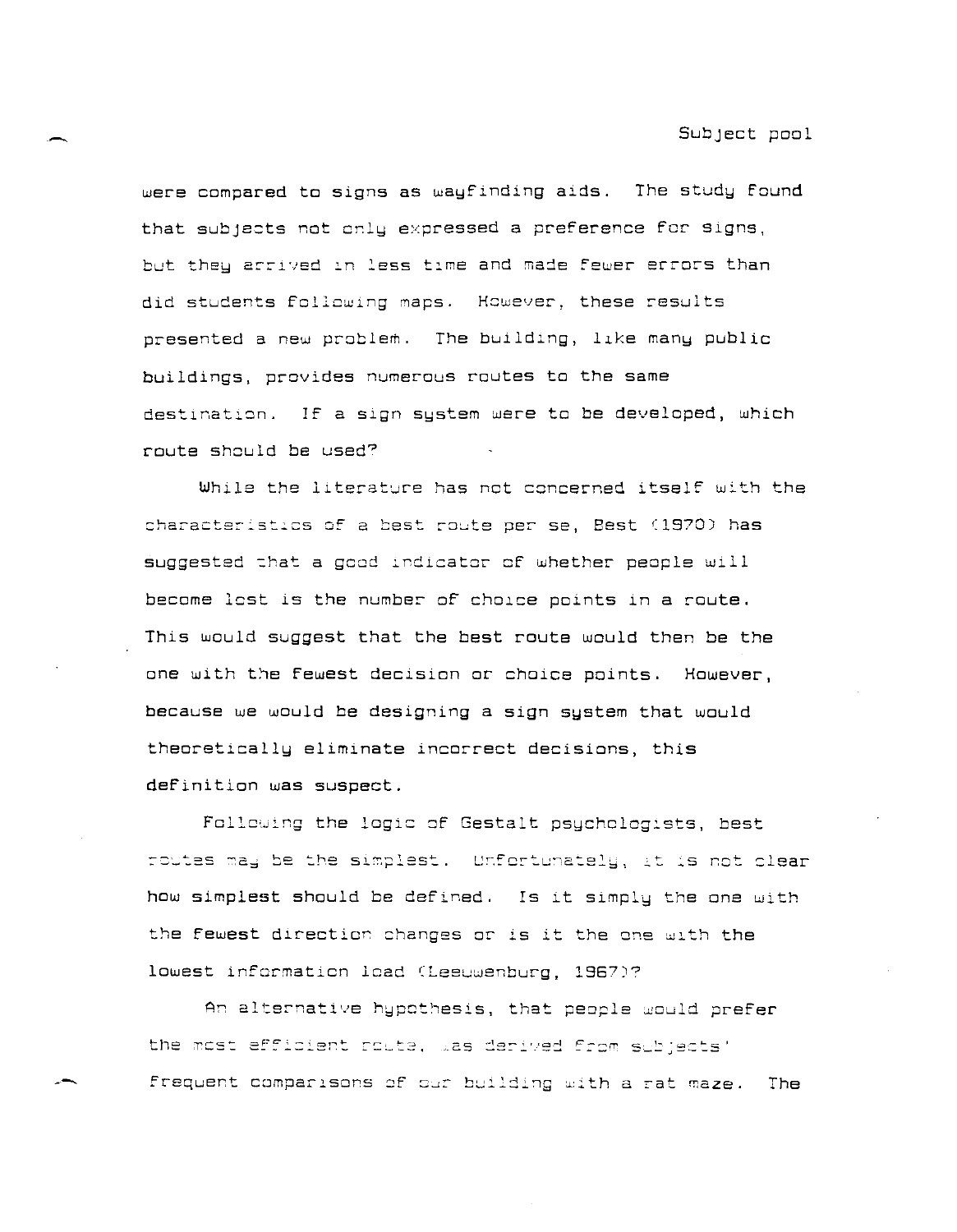were compared to signs as wayfinding aids. The study found that subjects not only expressed a preference for signs, but they arrived in less time and made fewer errors than did students following maps. However, these results presented a new problem. The building, like many public buildings, provides numerous routes to the same destination. If a sign system were to be developed, which route should be used?

While the literature has not concerned itself with the characteristics of a best route per se, Best (1970) has suggested that a good indicator of whether people will become lost is the number of choice points in a route. This would suggest that the best route would then be the one with the fewest decision or choice points. However, because we would be designing a sign system that would theoretically eliminate incorrect decisions, this definition was suspect.

Following the logic of Gestalt psychologists, best routes may be the simplest. Unfortunately, it is not clear how simplest should be defined. Is it simply the one with the fewest direction changes or is it the one with the lowest information load (Leeuwenburg, 1967)?

An alternative hypothesis, that people would prefer the most efficient route, was derived from subjects' frequent comparisons of our building with a rat maze. The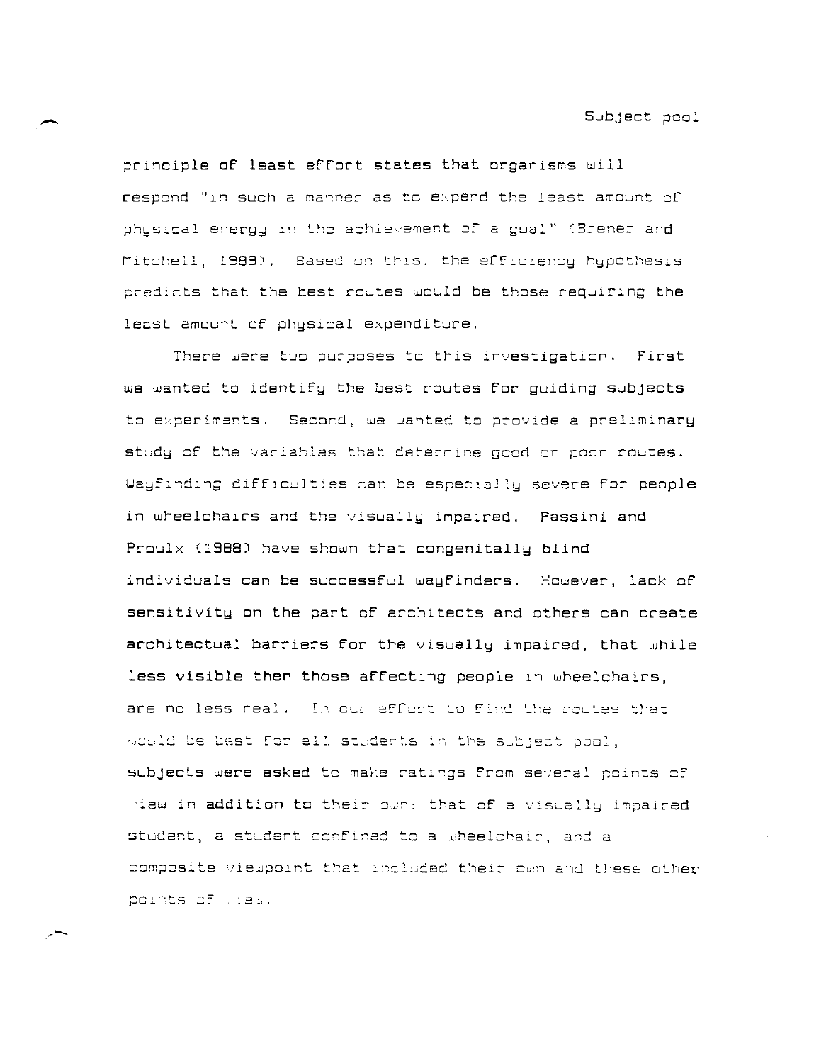principle of least effort states that organisms will respond "in such a manner as to expend the least amount of physical energy in the achievement of a goal" (Brener and Mitchell, 1989). Based on this, the efficiency hypothesis predicts that the best routes would be those requiring the least amount of physical expenditure.

There were two purposes to this investigation. First we wanted to identify the best routes for guiding subjects to experiments. Second, we wanted to provide a preliminary study of the variables that determine good or poor routes. Wayfinding difficulties can be especially severe for people in wheelchairs and the visually impaired. Passini and Proulx (1988) have shown that congenitally blind individuals can be successful wayfinders. However, lack of sensitivity on the part of architects and others can create architectural barriers for the visually impaired, that while less visible then those affecting people in wheelchairs, are no less real. In our effort to find the routes that would be best for all students in the subject pool, subjects were asked to make ratings from several points of view in addition to their own: that of a visually impaired student, a student confined to a wheelchair, and a composite viewpoint that included their own and these other points of view.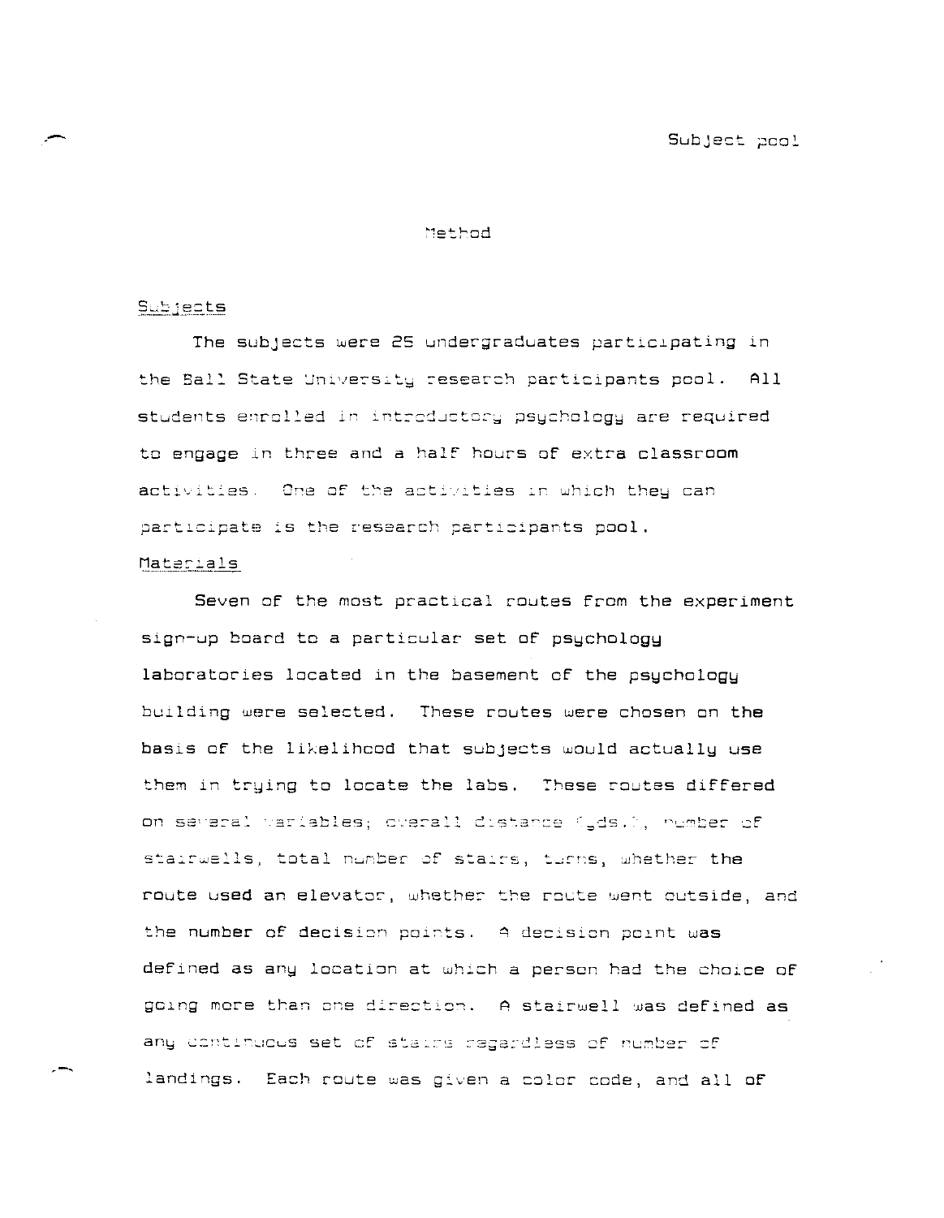# Method

## Subjects

The subjects were 25 undergraduates participating in the Ball State University research participants pool. All students enrolled in introductory psychology are required to engage in three and a half hours of extra classroom activities. One of the activities in which they can participate is the research participants pool.

## Materials

Seven of the most practical routes from the experiment sign-up board to a particular set of psychology laboratories located in the basement of the psychology building were selected. These routes were chosen on the basis of the likelihood that subjects would actually use them in trying to locate the labs. These routes differed on several variables; overall distance (yds.), number of stairwells, total number of stairs, turns, whether the route used an elevator, whether the route went outside, and the number of decision points. A decision point was defined as any location at which a person had the choice of going more than one direction. A stairwell was defined as any continuous set of stairs regardless of number of landings. Each route was given a color code, and all of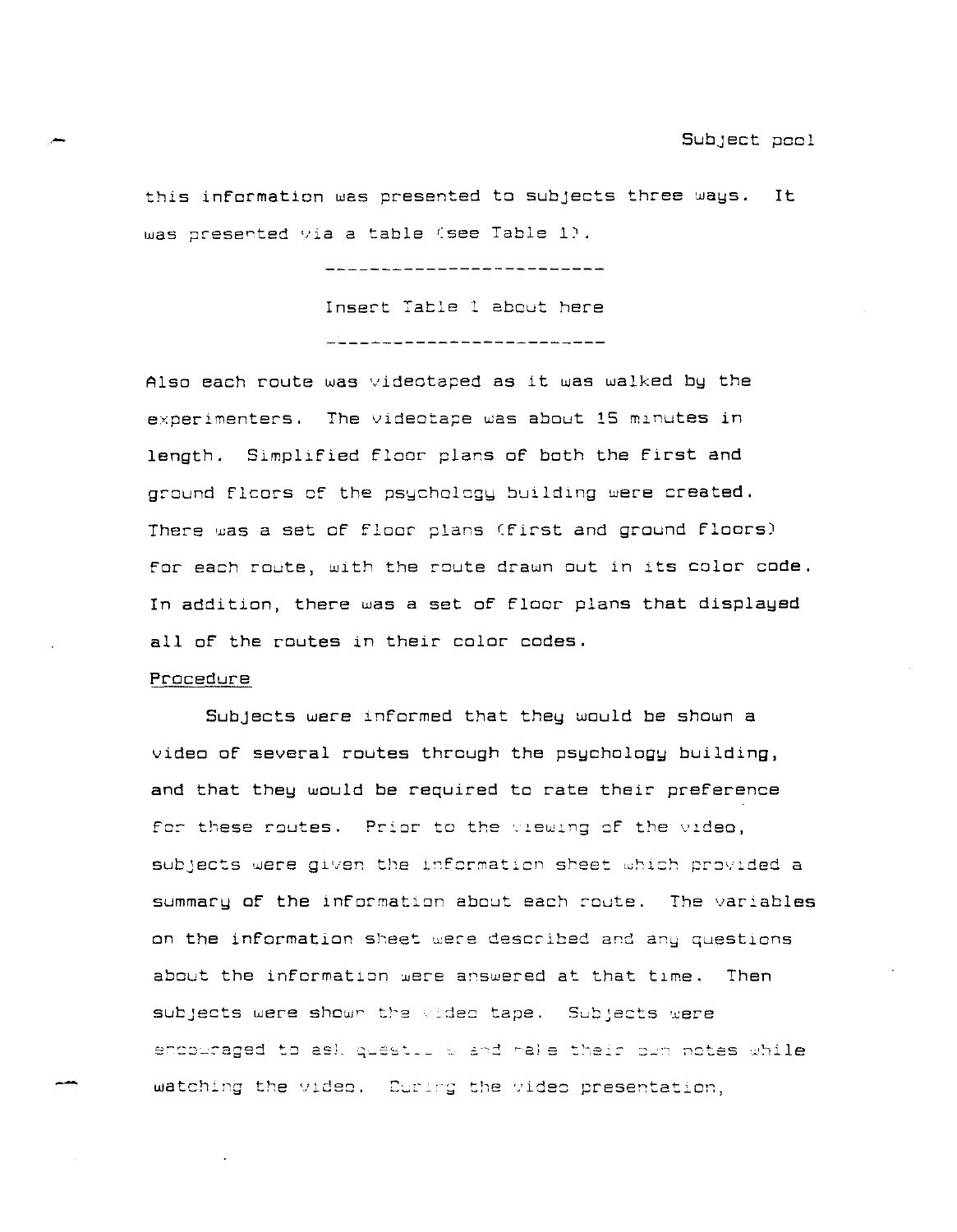this information was presented to subjects three ways. It was presented via a table (see Table 1).

---

Insert Table 1 about here

---

Also each route was videotaped as it was walked by the experimenters. The videotape was about 15 minutes in length. Simplified floor plans of both the first and ground floors of the psychology building were created. There was a set of floor plans (first and ground floors) for each route, with the route drawn out in its color code. In addition, there was a set of floor plans that displayed all of the routes in their color codes.

Procedure

Subjects were informed that they would be shown a video of several routes through the psychology building, and that they would be required to rate their preference for these routes. Prior to the viewing of the video, subjects were given the information sheet which provided a summary of the information about each route. The variables on the information sheet were described and any questions about the information were answered at that time. Then subjects were shown the video tape. Subjects were encouraged to ask questions and make their own notes while watching the video. During the video presentation,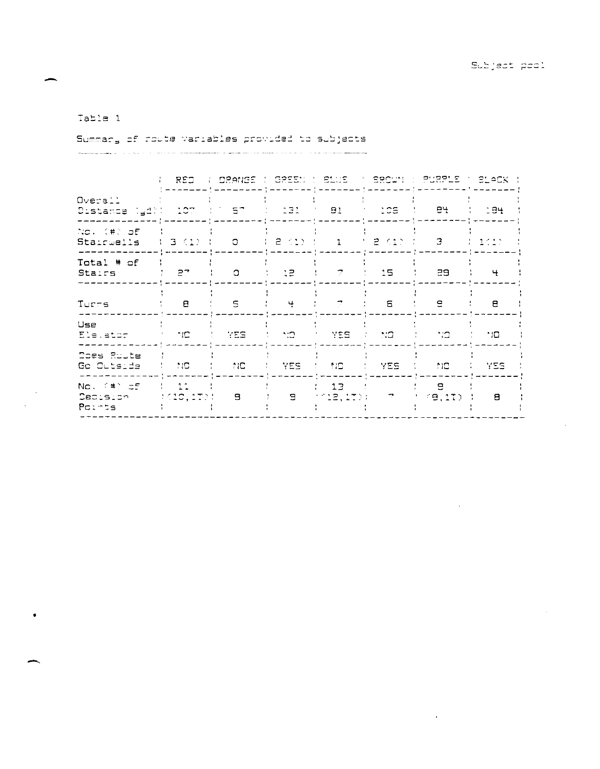Table 1

Summary of route variables provided to subjects

| | RED | ORANGE | GREEN | BLUE | BROWN | PURPLE | BLACK |
|---|---|---|---|---|---|---|---|
| Overall Distance (yd) | 107 | 57 | 131 | 81 | 106 | 84 | 184 |
| No. (#) of Stairwells | 3 (1) | 0 | 2 (1) | 1 | 2 (1) | 3 | 1(1) |
| Total # of Stairs | 27 | 0 | 12 | 7 | 15 | 29 | 4 |
| Turns | 8 | 5 | 4 | 7 | 6 | 9 | 8 |
| Use Elevator | NO | YES | NO | YES | NO | NO | NO |
| Does Route Go Outside | NO | NO | YES | NO | YES | NO | YES |
| No. (#) of Decision Points | 11 (10,1T) | 8 | 9 | 13 (12,1T) | 7 | 9 (8,1T) | 8 |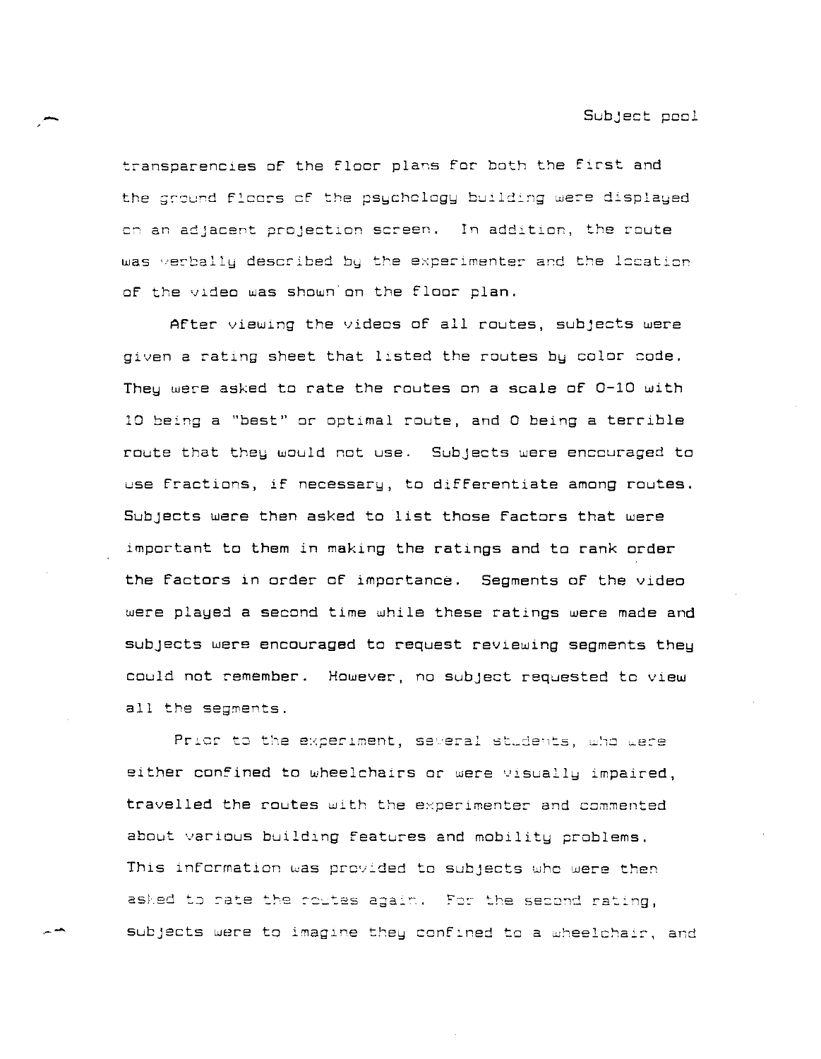transparencies of the floor plans for both the first and the ground floors of the psychology building were displayed on an adjacent projection screen. In addition, the route was verbally described by the experimenter and the location of the video was shown on the floor plan.

After viewing the videos of all routes, subjects were given a rating sheet that listed the routes by color code. They were asked to rate the routes on a scale of 0-10 with 10 being a "best" or optimal route, and 0 being a terrible route that they would not use. Subjects were encouraged to use fractions, if necessary, to differentiate among routes. Subjects were then asked to list those factors that were important to them in making the ratings and to rank order the factors in order of importance. Segments of the video were played a second time while these ratings were made and subjects were encouraged to request reviewing segments they could not remember. However, no subject requested to view all the segments.

Prior to the experiment, several students, who were either confined to wheelchairs or were visually impaired, travelled the routes with the experimenter and commented about various building features and mobility problems. This information was provided to subjects who were then asked to rate the routes again. For the second rating, subjects were to imagine they confined to a wheelchair, and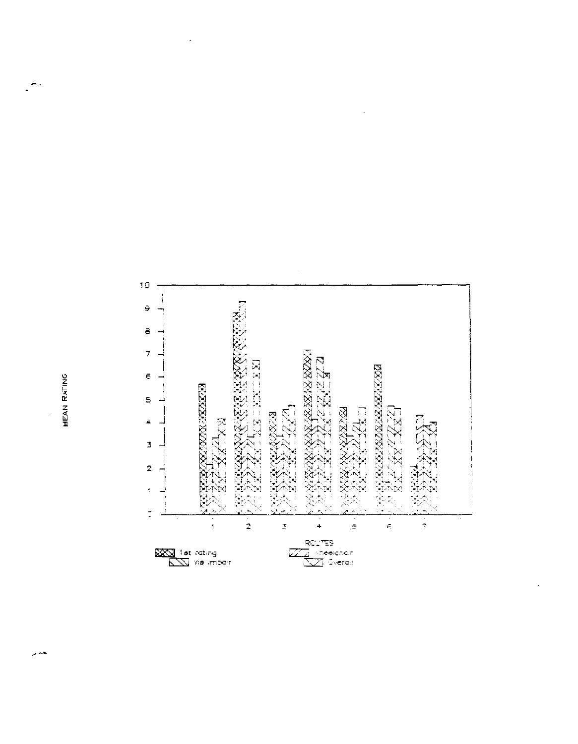MEAN RATING

10
9
8
7
6
5
4
3
2
1
0

1 2 3 4 5 6 7

ROUTES

1st rating
Vis impair
Wheelchair
Overall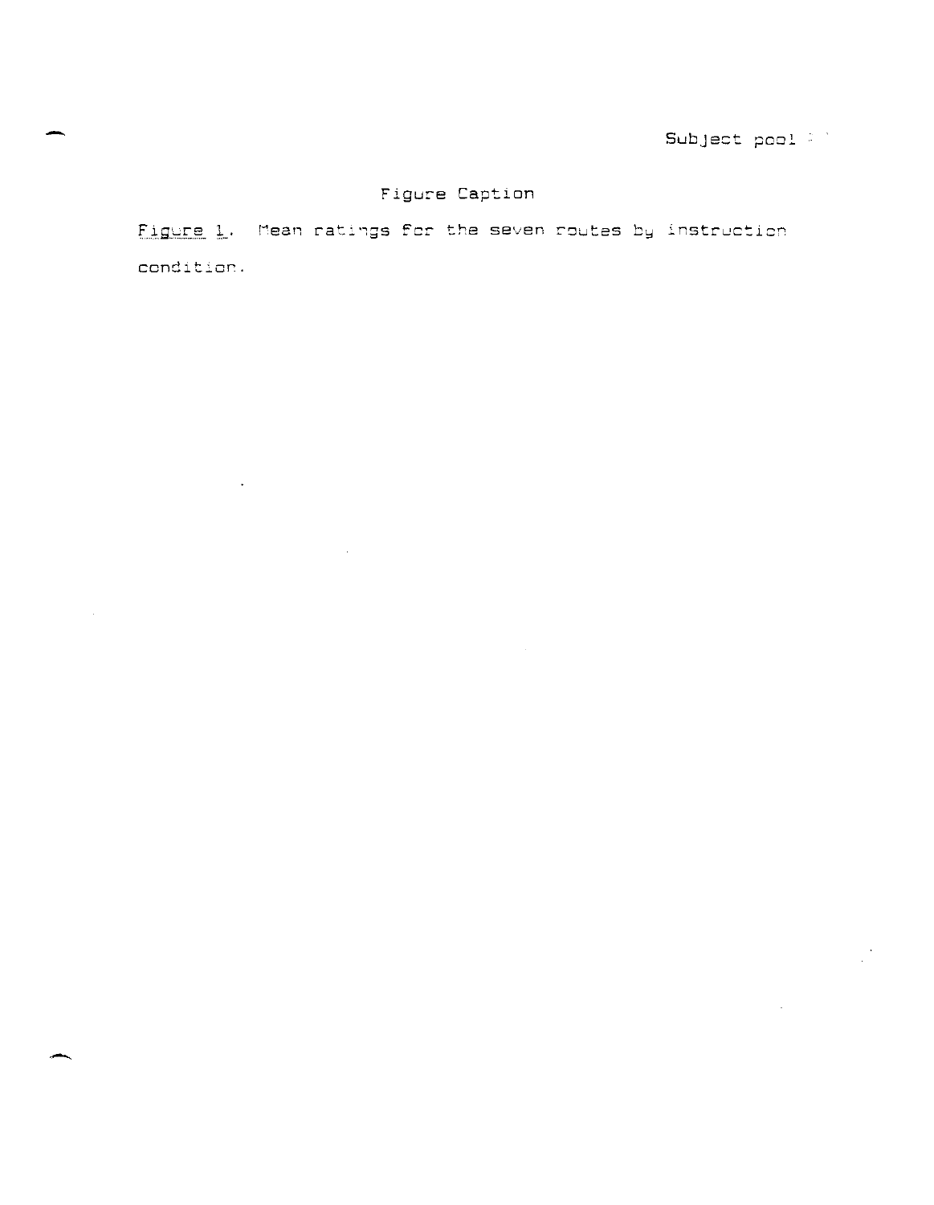# Figure Caption

*Figure 1.* Mean ratings for the seven routes by instruction condition.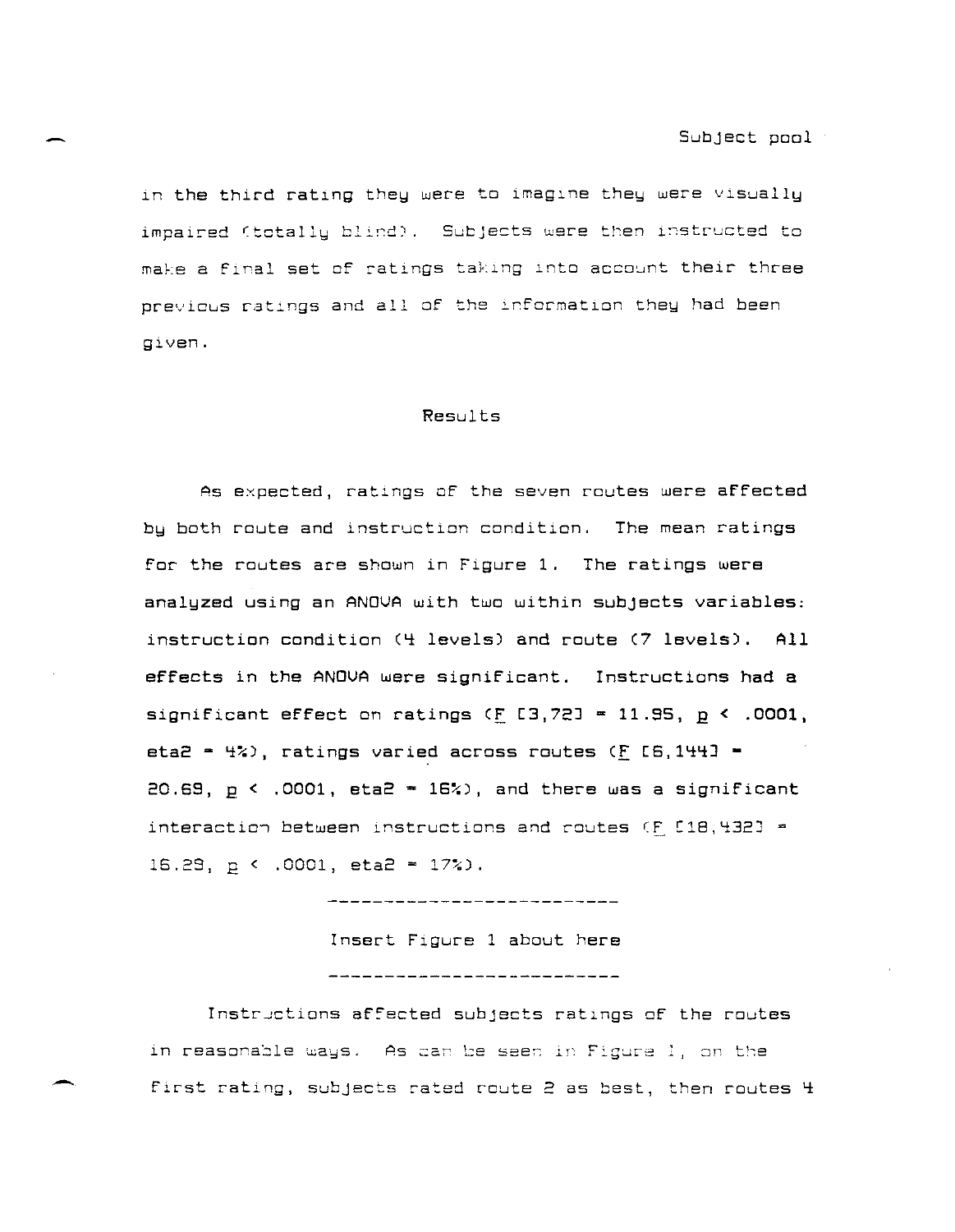in the third rating they were to imagine they were visually impaired (totally blind). Subjects were then instructed to make a final set of ratings taking into account their three previous ratings and all of the information they had been given.

## Results

As expected, ratings of the seven routes were affected by both route and instruction condition. The mean ratings for the routes are shown in Figure 1. The ratings were analyzed using an ANOVA with two within subjects variables: instruction condition (4 levels) and route (7 levels). All effects in the ANOVA were significant. Instructions had a significant effect on ratings ($F$ [3,72] = 11.95, $p < .0001$, eta2 = 4%), ratings varied across routes ($F$ [6,144] = 20.69, $p < .0001$, eta2 = 16%), and there was a significant interaction between instructions and routes ($F$ [18,432] = 16.29, $p < .0001$, eta2 = 17%).

---

Insert Figure 1 about here

---

Instructions affected subjects ratings of the routes in reasonable ways. As can be seen in Figure 1, on the first rating, subjects rated route 2 as best, then routes 4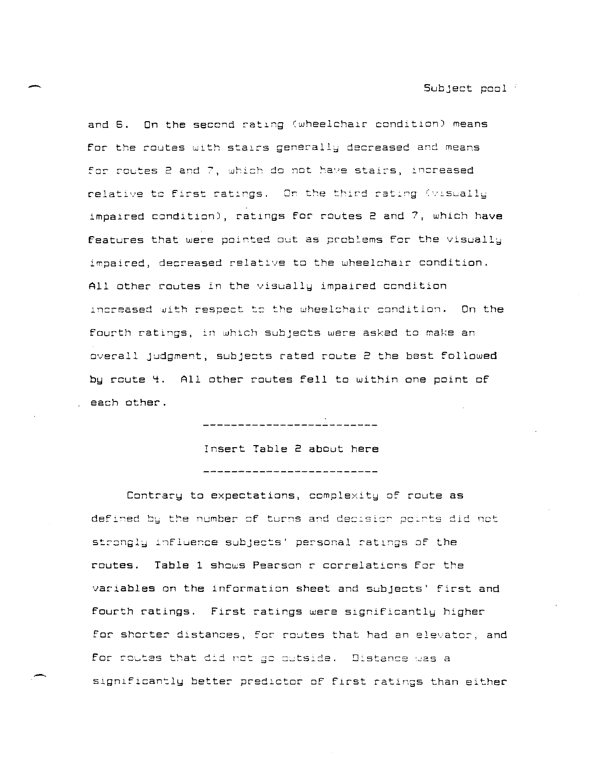and 6. On the second rating (wheelchair condition) means for the routes with stairs generally decreased and means for routes 2 and 7, which do not have stairs, increased relative to first ratings. On the third rating (visually impaired condition), ratings for routes 2 and 7, which have features that were pointed out as problems for the visually impaired, decreased relative to the wheelchair condition. All other routes in the visually impaired condition increased with respect to the wheelchair condition. On the fourth ratings, in which subjects were asked to make an overall judgment, subjects rated route 2 the best followed by route 4. All other routes fell to within one point of each other.

-------------------------

Insert Table 2 about here

-------------------------

Contrary to expectations, complexity of route as defined by the number of turns and decision points did not strongly influence subjects' personal ratings of the routes. Table 1 shows Pearson r correlations for the variables on the information sheet and subjects' first and fourth ratings. First ratings were significantly higher for shorter distances, for routes that had an elevator, and for routes that did not go outside. Distance was a significantly better predictor of first ratings than either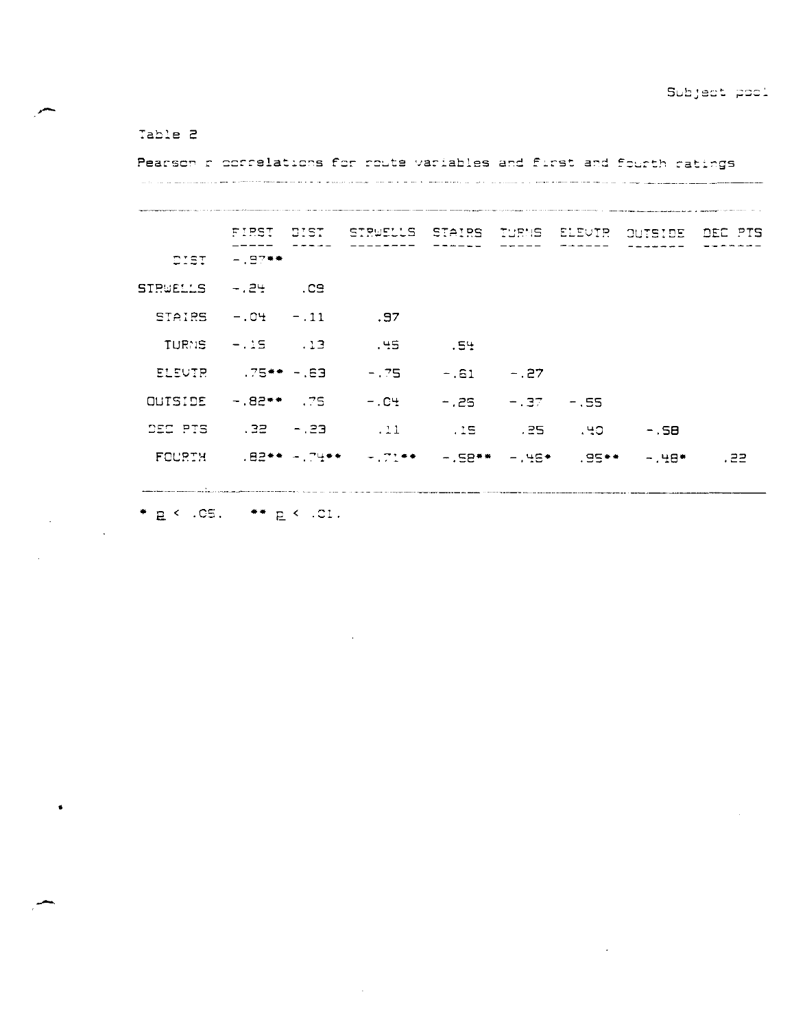Table 2

Pearson r correlations for route variables and first and fourth ratings

| | FIRST | DIST | STRWELLS | STAIRS | TURNS | ELEVTR | OUTSIDE | DEC PTS |
|---|---|---|---|---|---|---|---|---|
| DIST | -.87** | | | | | | | |
| STRWELLS | -.24 | .09 | | | | | | |
| STAIRS | -.04 | -.11 | .97 | | | | | |
| TURNS | -.15 | .13 | .45 | .54 | | | | |
| ELEVTR | .75** | -.63 | -.75 | -.61 | -.27 | | | |
| OUTSIDE | -.82** | .75 | -.04 | -.26 | -.37 | -.55 | | |
| DEC PTS | .32 | -.23 | .11 | .15 | .25 | .40 | -.58 | |
| FOURTH | .82** | -.74** | -.71** | -.58** | -.46* | .95** | -.48* | .22 |

* $p < .05$. ** $p < .01$.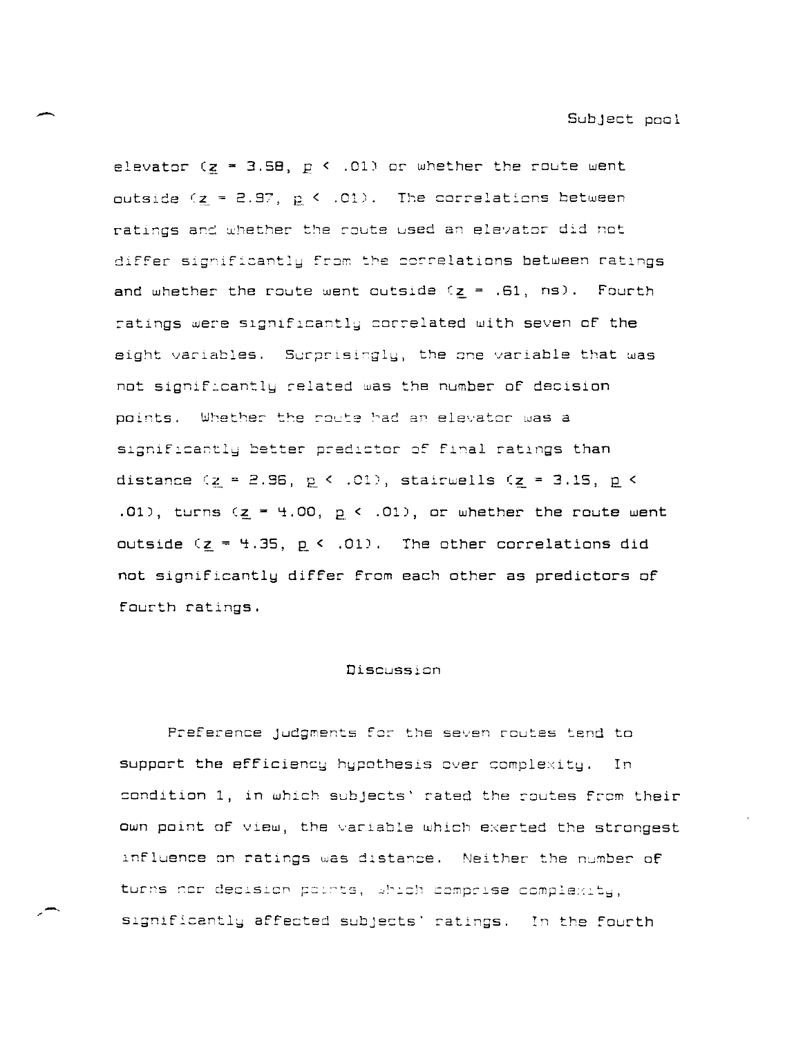elevator ($z = 3.58$, $p < .01$) or whether the route went outside ($z = 2.97$, $p < .01$). The correlations between ratings and whether the route used an elevator did not differ significantly from the correlations between ratings and whether the route went outside ($z = .61$, ns). Fourth ratings were significantly correlated with seven of the eight variables. Surprisingly, the one variable that was not significantly related was the number of decision points. Whether the route had an elevator was a significantly better predictor of final ratings than distance ($z = 2.96$, $p < .01$), stairwells ($z = 3.15$, $p < .01$), turns ($z = 4.00$, $p < .01$), or whether the route went outside ($z = 4.35$, $p < .01$). The other correlations did not significantly differ from each other as predictors of fourth ratings.

## Discussion

Preference judgments for the seven routes tend to support the efficiency hypothesis over complexity. In condition 1, in which subjects' rated the routes from their own point of view, the variable which exerted the strongest influence on ratings was distance. Neither the number of turns nor decision points, which comprise complexity, significantly affected subjects' ratings. In the fourth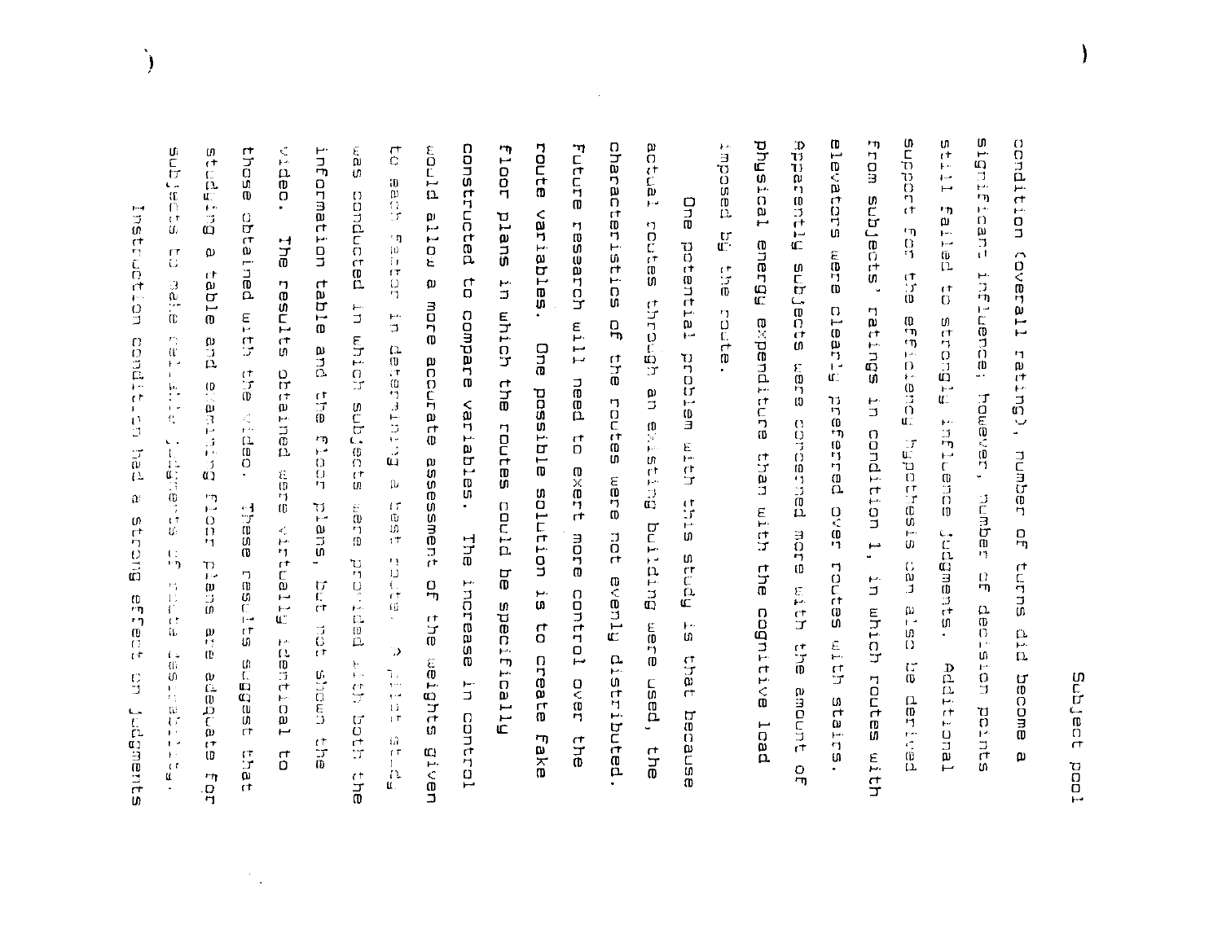condition (overall rating), number of turns did become a significant influence; however, number of decision points still failed to strongly influence judgments. Additional support for the efficiency hypothesis can also be derived from subjects' ratings in condition 1, in which routes with elevators were clearly preferred over routes with stairs. Apparently subjects were concerned more with the amount of physical energy expenditure than with the cognitive load imposed by the route.

One potential problem with this study is that because actual routes through an existing building were used, the characteristics of the routes were not evenly distributed. Future research will need to exert more control over the route variables. One possible solution is to create fake floor plans in which the routes could be specifically constructed to compare variables. The increase in control would allow a more accurate assessment of the weights given to each factor in determining a best route. A pilot study was conducted in which subjects were provided with both the information table and the floor plans, but not shown the video. The results obtained were virtually identical to those obtained with the video. These results suggest that studying a table and examining floor plans are adequate for subjects to make reliable judgments of route desirability.

Instruction condition had a strong effect on judgments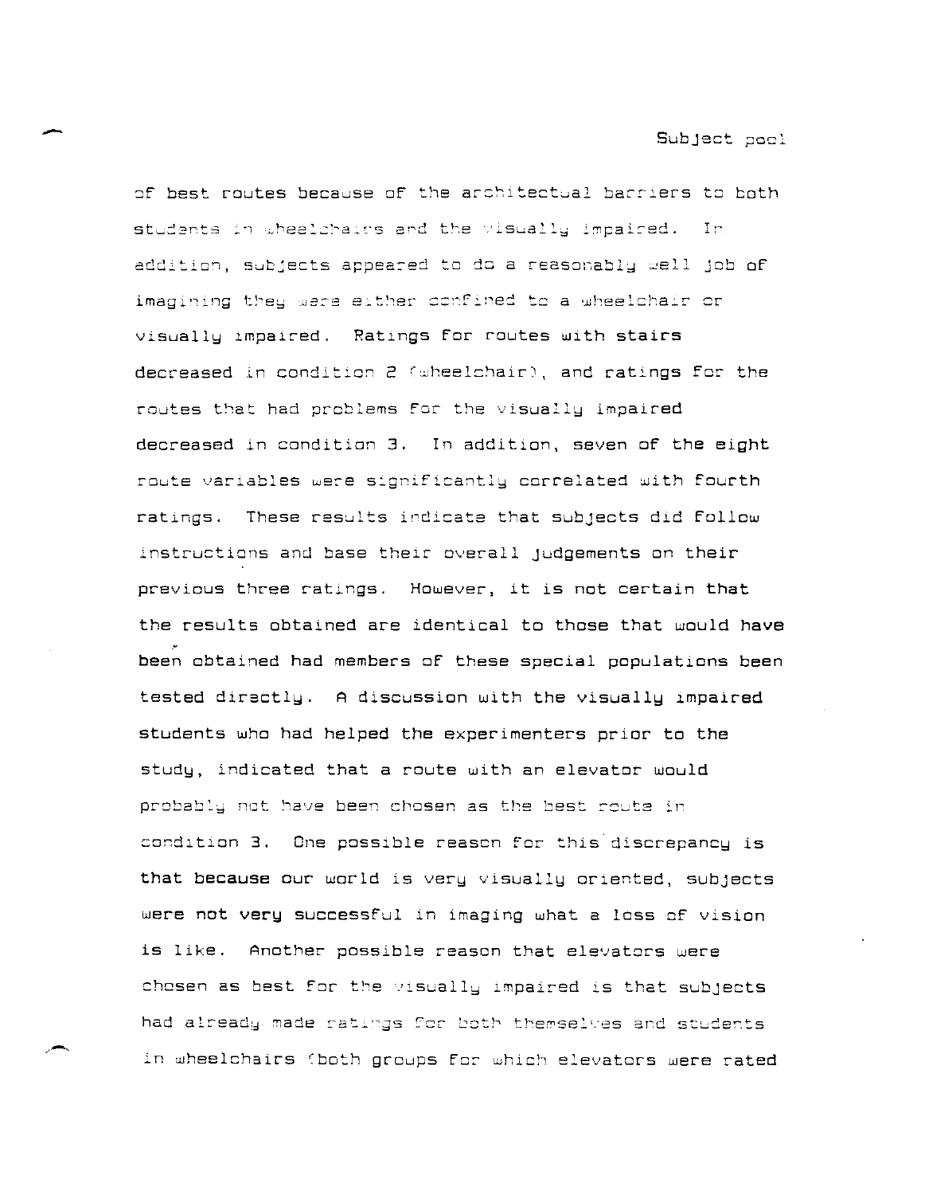of best routes because of the architectual barriers to both students in wheelchairs and the visually impaired. In addition, subjects appeared to do a reasonably well job of imagining they were either confined to a wheelchair or visually impaired. Ratings for routes with stairs decreased in condition 2 (wheelchair), and ratings for the routes that had problems for the visually impaired decreased in condition 3. In addition, seven of the eight route variables were significantly correlated with fourth ratings. These results indicate that subjects did follow instructions and base their overall judgements on their previous three ratings. However, it is not certain that the results obtained are identical to those that would have been obtained had members of these special populations been tested directly. A discussion with the visually impaired students who had helped the experimenters prior to the study, indicated that a route with an elevator would probably not have been chosen as the best route in condition 3. One possible reason for this discrepancy is that because our world is very visually oriented, subjects were not very successful in imaging what a loss of vision is like. Another possible reason that elevators were chosen as best for the visually impaired is that subjects had already made ratings for both themselves and students in wheelchairs (both groups for which elevators were rated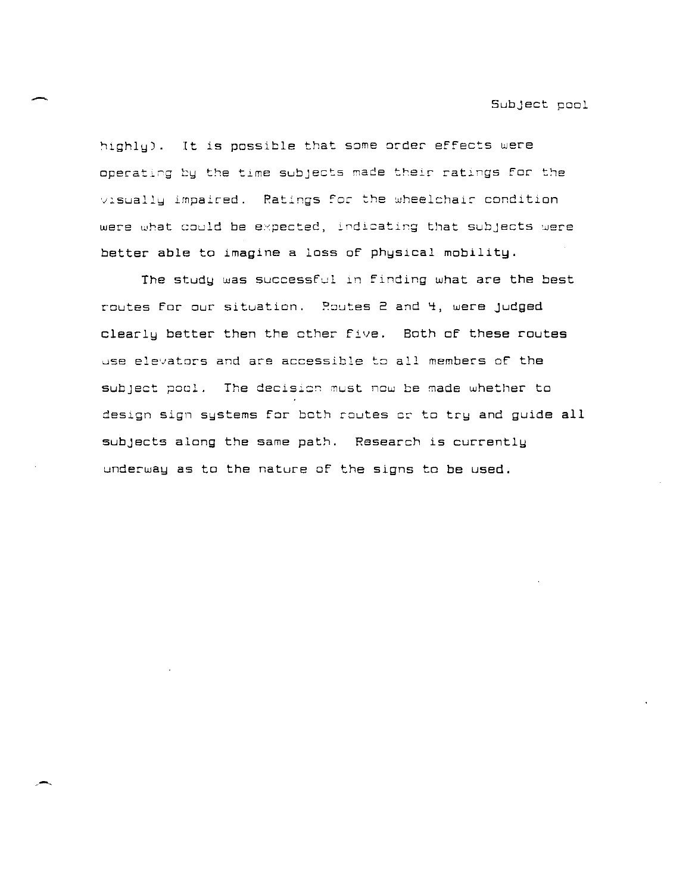highly). It is possible that some order effects were operating by the time subjects made their ratings for the visually impaired. Ratings for the wheelchair condition were what could be expected, indicating that subjects were better able to imagine a loss of physical mobility.

The study was successful in finding what are the best routes for our situation. Routes 2 and 4, were judged clearly better then the other five. Both of these routes use elevators and are accessible to all members of the subject pool. The decision must now be made whether to design sign systems for both routes or to try and guide all subjects along the same path. Research is currently underway as to the nature of the signs to be used.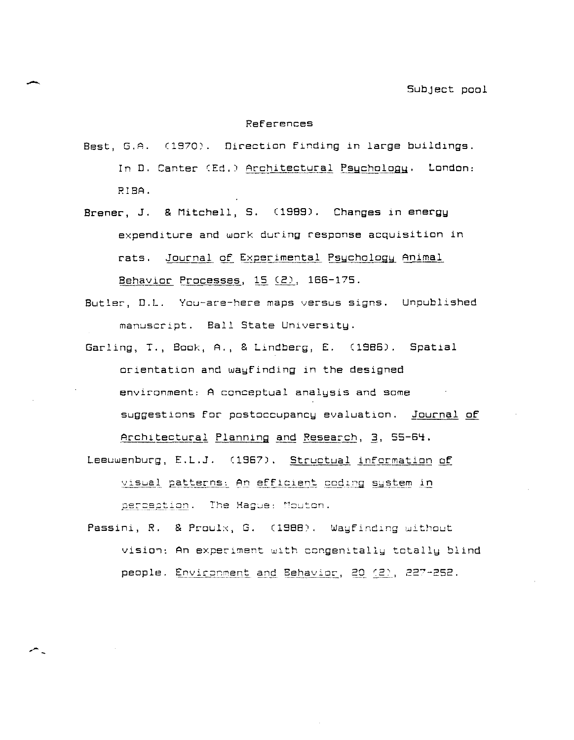## References

Best, G.A. (1970). Direction finding in large buildings. In D. Canter (Ed.) Architectural Psychology. London: RIBA.

Brener, J. & Mitchell, S. (1989). Changes in energy expenditure and work during response acquisition in rats. Journal of Experimental Psychology Animal Behavior Processes, 15 (2), 166-175.

Butler, D.L. You-are-here maps versus signs. Unpublished manuscript. Ball State University.

Garling, T., Book, A., & Lindberg, E. (1986). Spatial orientation and wayfinding in the designed environment: A conceptual analysis and some suggestions for postoccupancy evaluation. Journal of Architectural Planning and Research, 3, 55-64.

Leeuwenburg, E.L.J. (1967). Structual information of visual patterns: An efficient coding system in perception. The Hague: Mouton.

Passini, R. & Proulx, G. (1988). Wayfinding without vision: An experiment with congenitally totally blind people. Environment and Behavior, 20 (2), 227-252.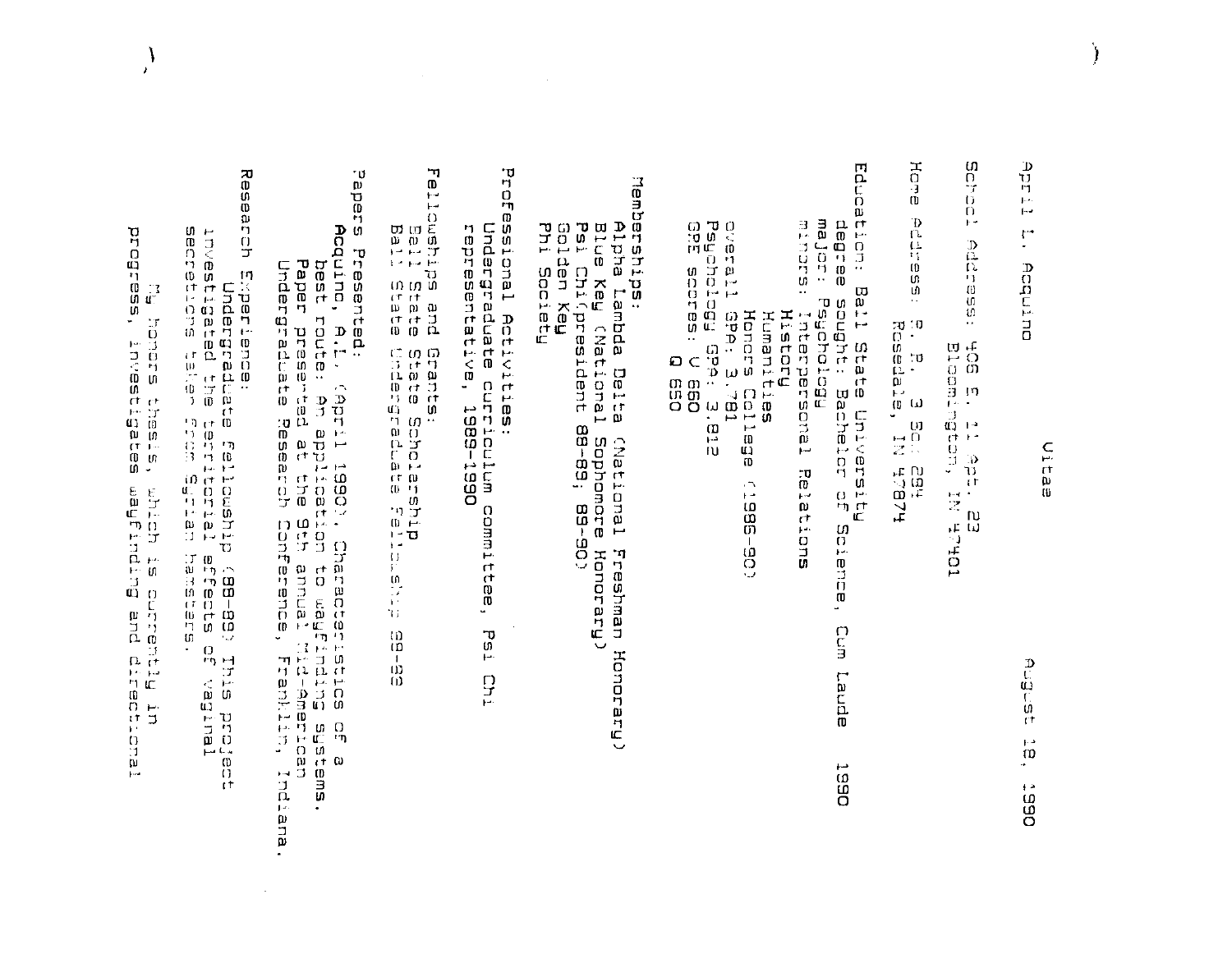April L. Acquino &nbsp;&nbsp;&nbsp;&nbsp;&nbsp;&nbsp;&nbsp;&nbsp;&nbsp;&nbsp; Vitae &nbsp;&nbsp;&nbsp;&nbsp;&nbsp;&nbsp;&nbsp;&nbsp;&nbsp;&nbsp; August 18, 1990

School Address: 406 E. 11 Apt. 23
Bloomington, IN 47401

Home Address: R. R. 3 Box 294
Rosedale, IN 47874

Education: Ball State University
degree sought: Bachelor of Science, Cum Laude 1990
major: Psychology
minors: Interpersonal Relations
History
Humanities
Honors College (1986-90)
overall GPA: 3.781
Psychology GPA: 3.812
GRE scores: V 660
Q 650

Memberships:
Alpha Lambda Delta (National Freshman Honorary)
Blue Key (National Sophomore Honorary)
Psi Chi(president 88-89; 89-90)
Golden Key
Phi Society

Professional Activities:
Undergraduate curriculum committee, Psi Chi
representative, 1989-1990

Fellowships and Grants:
Ball State Scholarship
Ball State Undergraduate Fellowship 88-89

Papers Presented:
Acquino, A.L. (April 1990). Characteristics of a
best route: An application to wayfinding systems.
Paper presented at the 9th annual Mid-American
Undergraduate Research Conference, Franklin, Indiana.

Research Experience:
Undergraduate fellowship (88-89) This project
investigated the territorial effects of vaginal
secretions taken from Syrian hamsters.

My honors thesis, which is currently in
progress, investigates wayfinding and directional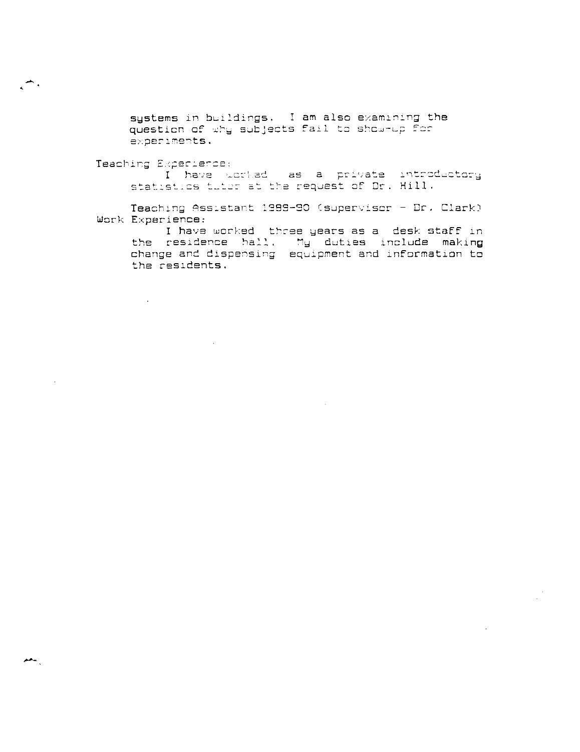systems in buildings. I am also examining the question of why subjects fail to show-up for experiments.

Teaching Experience:

I have worked as a private introductory statistics tutor at the request of Dr. Hill.

Teaching Assistant 1989-90 (supervisor - Dr. Clark)

Work Experience:

I have worked three years as a desk staff in the residence hall. My duties include making change and dispensing equipment and information to the residents.